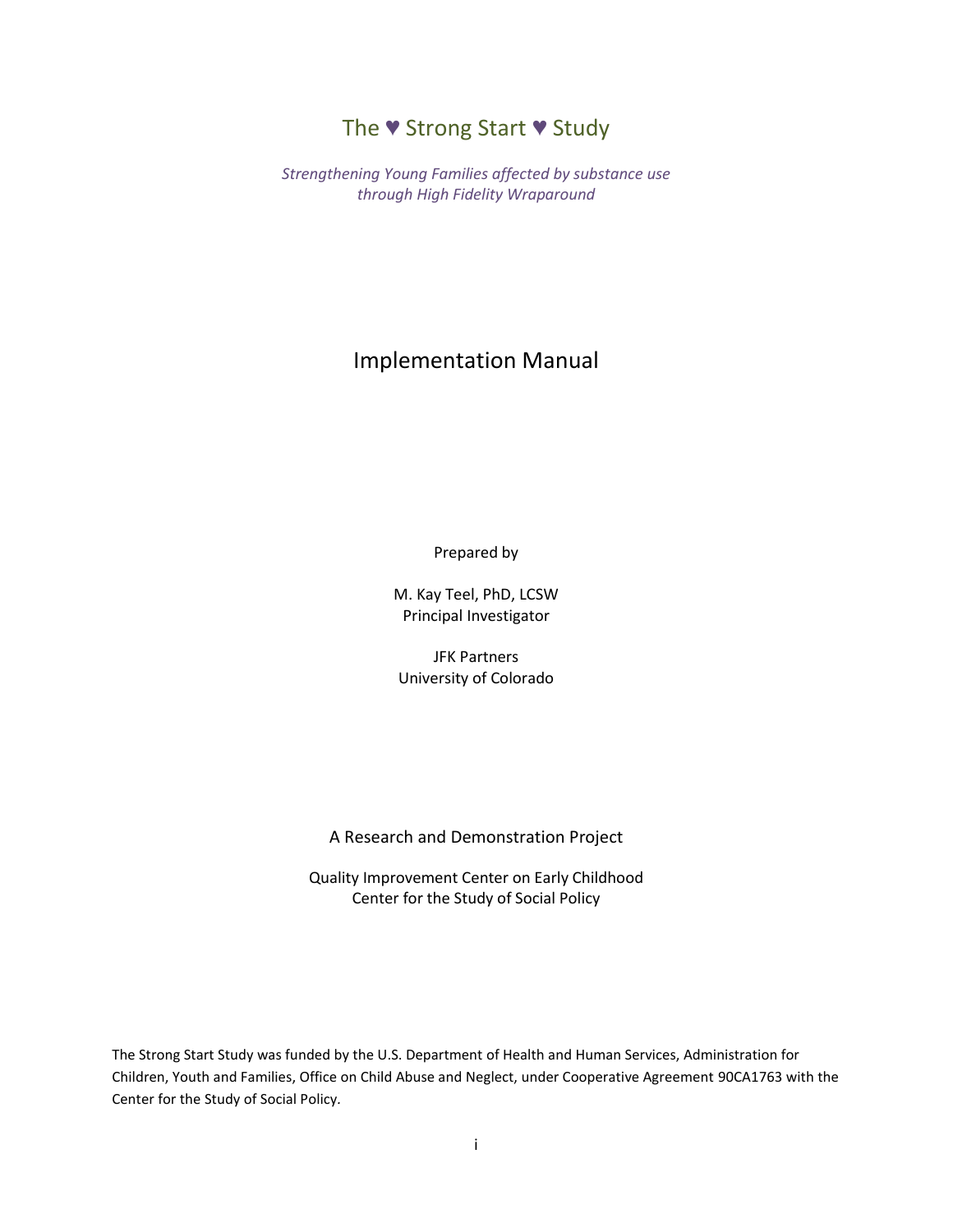# The ♥ Strong Start ♥ Study

*Strengthening Young Families affected by substance use through High Fidelity Wraparound*

## Implementation Manual

Prepared by

M. Kay Teel, PhD, LCSW
Principal Investigator

JFK Partners
University of Colorado

A Research and Demonstration Project

Quality Improvement Center on Early Childhood
Center for the Study of Social Policy

The Strong Start Study was funded by the U.S. Department of Health and Human Services, Administration for Children, Youth and Families, Office on Child Abuse and Neglect, under Cooperative Agreement 90CA1763 with the Center for the Study of Social Policy.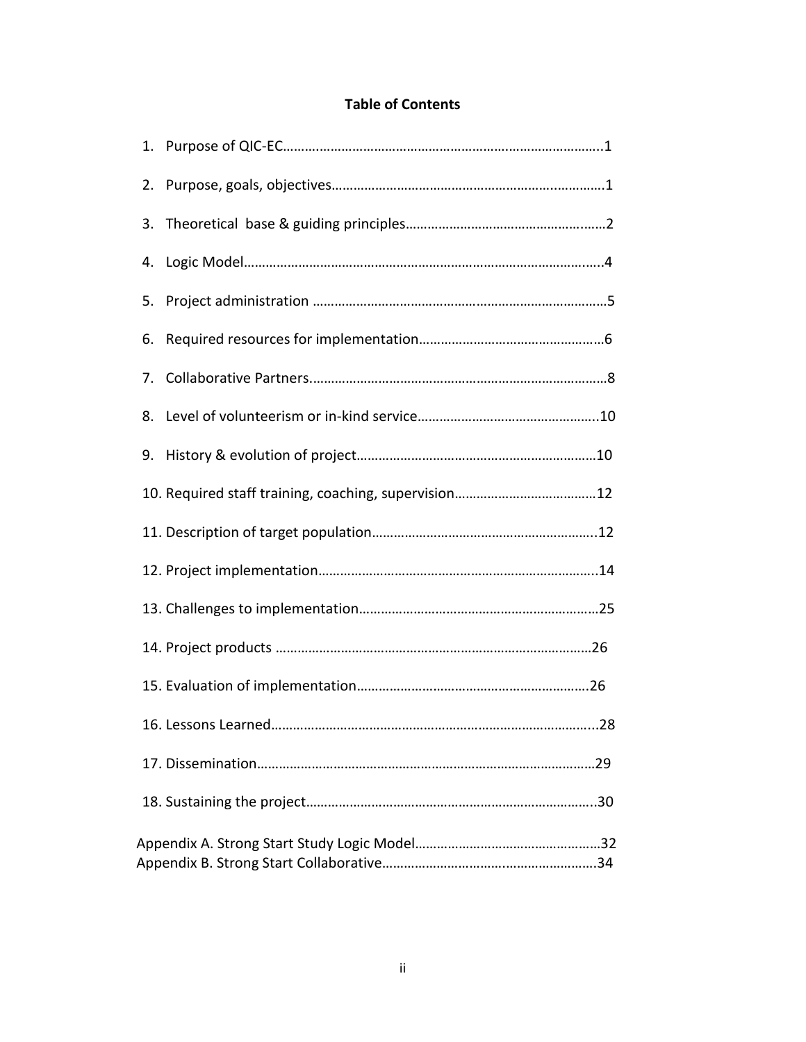# Table of Contents

1. Purpose of QIC-EC……………………………………………………………………………..1
2. Purpose, goals, objectives………………………………………………………………….1
3. Theoretical base & guiding principles……………………………………………….2
4. Logic Model……………………………………………………………………………………..4
5. Project administration ………………………………………………………………………5
6. Required resources for implementation…………………………………………6
7. Collaborative Partners……………………………………………………………………….8
8. Level of volunteerism or in-kind service…………………………………………..10
9. History & evolution of project………………………………………………………….10
10. Required staff training, coaching, supervision…………………………………12
11. Description of target population……………………………………………………..12
12. Project implementation……………………………………………………………………..14
13. Challenges to implementation…………………………………………………………25
14. Project products ……………………………………………………………………………26
15. Evaluation of implementation…………………………………………………………26
16. Lessons Learned……………………………………………………………………………...28
17. Dissemination…………………………………………………………………………………29
18. Sustaining the project……………………………………………………………………..30

Appendix A. Strong Start Study Logic Model……………………………………………32
Appendix B. Strong Start Collaborative……………………………………………………34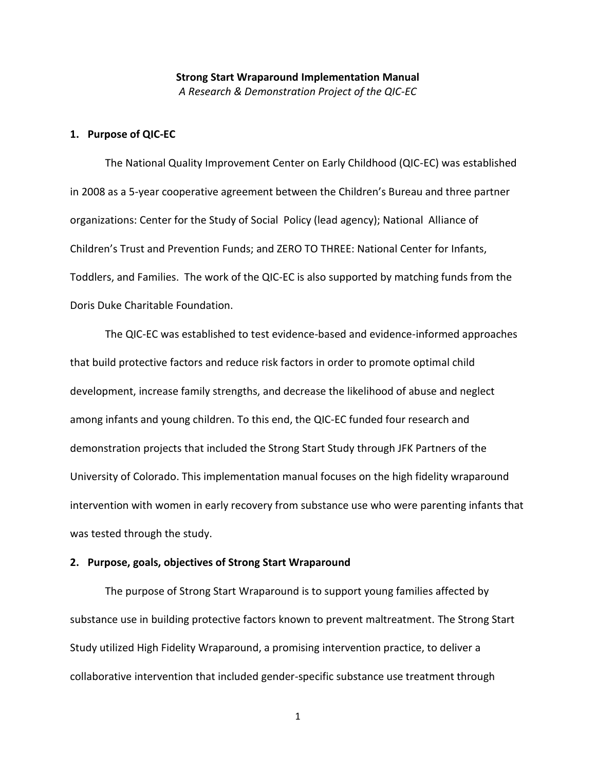**Strong Start Wraparound Implementation Manual**

*A Research & Demonstration Project of the QIC-EC*

## 1. Purpose of QIC-EC

The National Quality Improvement Center on Early Childhood (QIC-EC) was established in 2008 as a 5-year cooperative agreement between the Children's Bureau and three partner organizations: Center for the Study of Social Policy (lead agency); National Alliance of Children's Trust and Prevention Funds; and ZERO TO THREE: National Center for Infants, Toddlers, and Families. The work of the QIC-EC is also supported by matching funds from the Doris Duke Charitable Foundation.

The QIC-EC was established to test evidence-based and evidence-informed approaches that build protective factors and reduce risk factors in order to promote optimal child development, increase family strengths, and decrease the likelihood of abuse and neglect among infants and young children. To this end, the QIC-EC funded four research and demonstration projects that included the Strong Start Study through JFK Partners of the University of Colorado. This implementation manual focuses on the high fidelity wraparound intervention with women in early recovery from substance use who were parenting infants that was tested through the study.

## 2. Purpose, goals, objectives of Strong Start Wraparound

The purpose of Strong Start Wraparound is to support young families affected by substance use in building protective factors known to prevent maltreatment. The Strong Start Study utilized High Fidelity Wraparound, a promising intervention practice, to deliver a collaborative intervention that included gender-specific substance use treatment through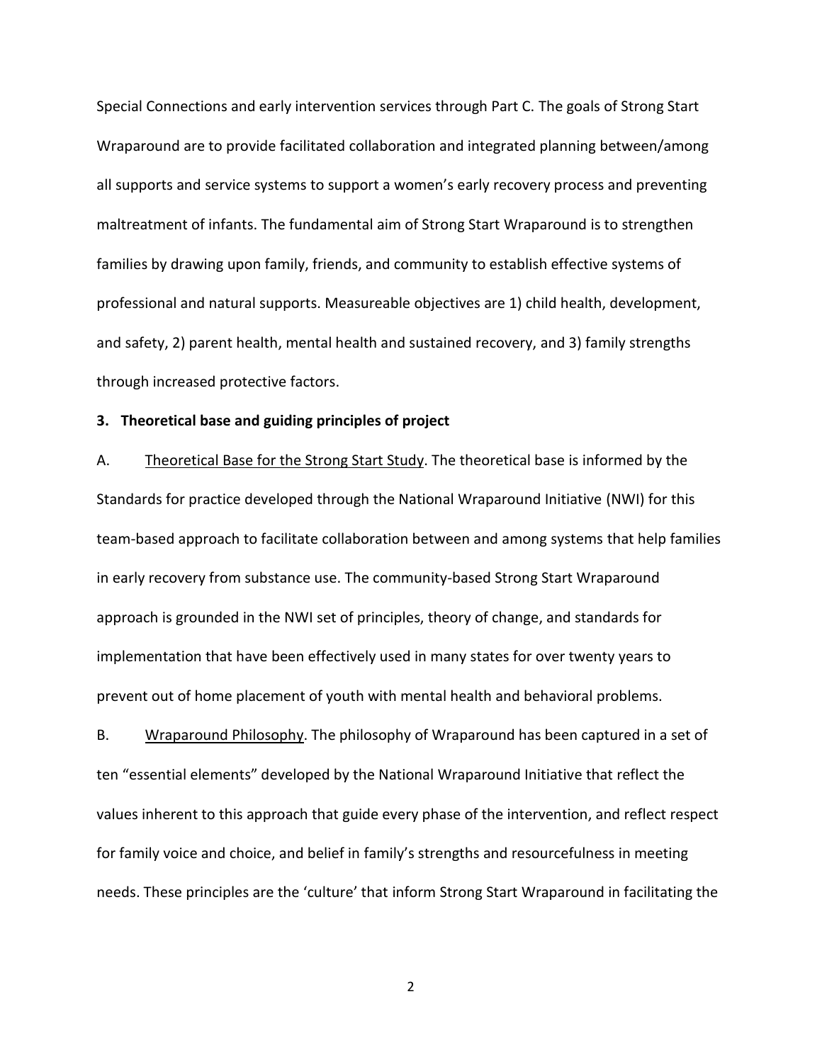Special Connections and early intervention services through Part C. The goals of Strong Start Wraparound are to provide facilitated collaboration and integrated planning between/among all supports and service systems to support a women's early recovery process and preventing maltreatment of infants. The fundamental aim of Strong Start Wraparound is to strengthen families by drawing upon family, friends, and community to establish effective systems of professional and natural supports. Measureable objectives are 1) child health, development, and safety, 2) parent health, mental health and sustained recovery, and 3) family strengths through increased protective factors.

**3. Theoretical base and guiding principles of project**

A. Theoretical Base for the Strong Start Study. The theoretical base is informed by the Standards for practice developed through the National Wraparound Initiative (NWI) for this team-based approach to facilitate collaboration between and among systems that help families in early recovery from substance use. The community-based Strong Start Wraparound approach is grounded in the NWI set of principles, theory of change, and standards for implementation that have been effectively used in many states for over twenty years to prevent out of home placement of youth with mental health and behavioral problems.

B. Wraparound Philosophy. The philosophy of Wraparound has been captured in a set of ten "essential elements" developed by the National Wraparound Initiative that reflect the values inherent to this approach that guide every phase of the intervention, and reflect respect for family voice and choice, and belief in family's strengths and resourcefulness in meeting needs. These principles are the 'culture' that inform Strong Start Wraparound in facilitating the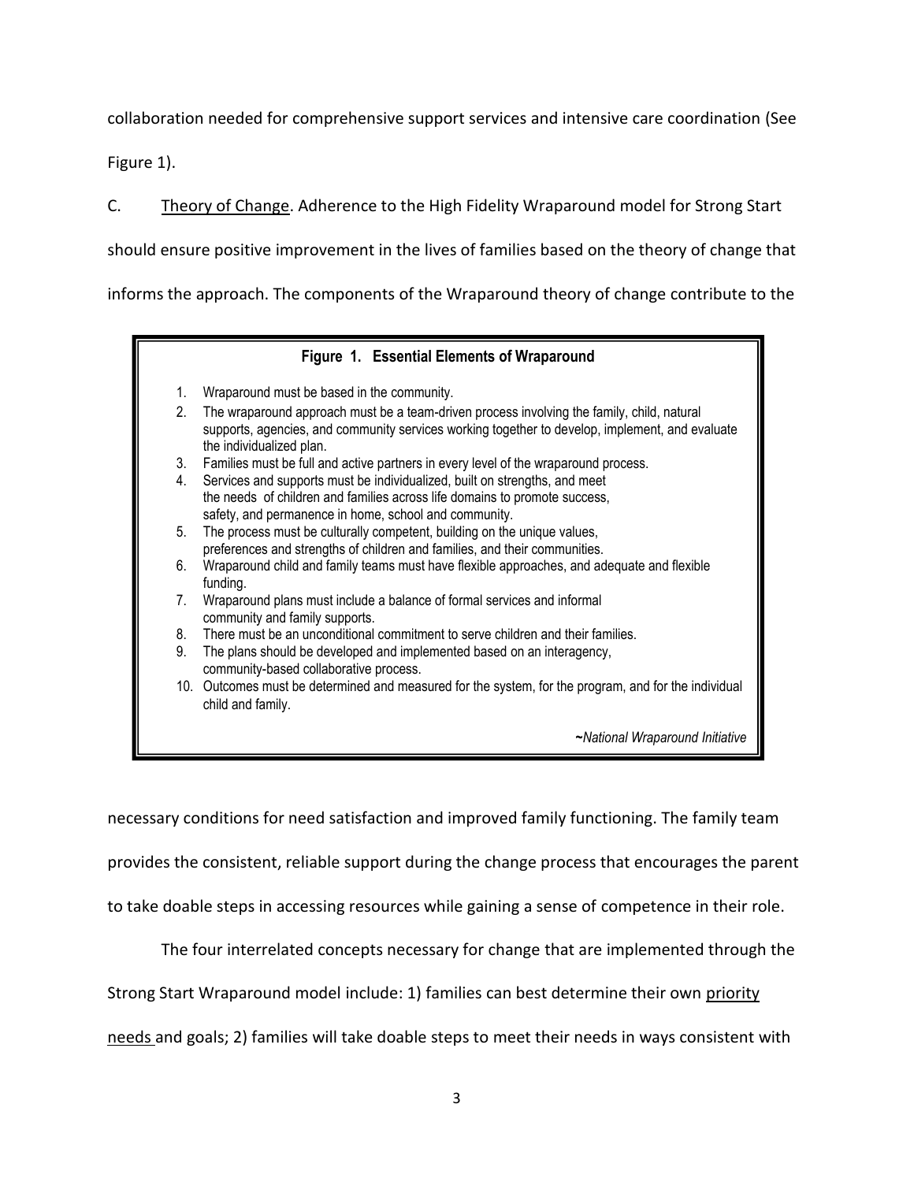collaboration needed for comprehensive support services and intensive care coordination (See Figure 1).

C. Theory of Change. Adherence to the High Fidelity Wraparound model for Strong Start should ensure positive improvement in the lives of families based on the theory of change that informs the approach. The components of the Wraparound theory of change contribute to the

**Figure 1. Essential Elements of Wraparound**

1. Wraparound must be based in the community.
2. The wraparound approach must be a team-driven process involving the family, child, natural supports, agencies, and community services working together to develop, implement, and evaluate the individualized plan.
3. Families must be full and active partners in every level of the wraparound process.
4. Services and supports must be individualized, built on strengths, and meet the needs of children and families across life domains to promote success, safety, and permanence in home, school and community.
5. The process must be culturally competent, building on the unique values, preferences and strengths of children and families, and their communities.
6. Wraparound child and family teams must have flexible approaches, and adequate and flexible funding.
7. Wraparound plans must include a balance of formal services and informal community and family supports.
8. There must be an unconditional commitment to serve children and their families.
9. The plans should be developed and implemented based on an interagency, community-based collaborative process.
10. Outcomes must be determined and measured for the system, for the program, and for the individual child and family.

*~National Wraparound Initiative*

necessary conditions for need satisfaction and improved family functioning. The family team provides the consistent, reliable support during the change process that encourages the parent to take doable steps in accessing resources while gaining a sense of competence in their role.

The four interrelated concepts necessary for change that are implemented through the Strong Start Wraparound model include: 1) families can best determine their own priority needs and goals; 2) families will take doable steps to meet their needs in ways consistent with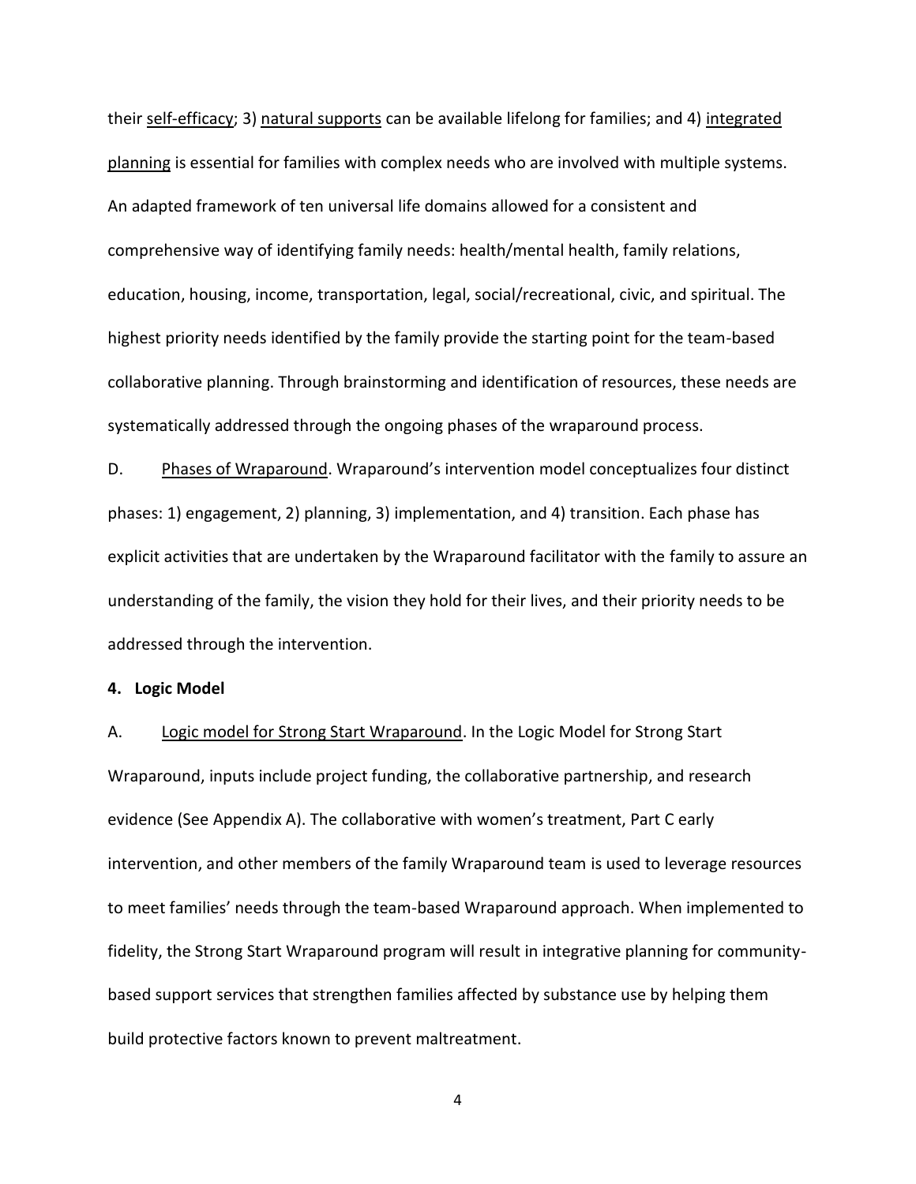their <u>self-efficacy</u>; 3) <u>natural supports</u> can be available lifelong for families; and 4) <u>integrated planning</u> is essential for families with complex needs who are involved with multiple systems. An adapted framework of ten universal life domains allowed for a consistent and comprehensive way of identifying family needs: health/mental health, family relations, education, housing, income, transportation, legal, social/recreational, civic, and spiritual. The highest priority needs identified by the family provide the starting point for the team-based collaborative planning. Through brainstorming and identification of resources, these needs are systematically addressed through the ongoing phases of the wraparound process.

D. <u>Phases of Wraparound</u>. Wraparound's intervention model conceptualizes four distinct phases: 1) engagement, 2) planning, 3) implementation, and 4) transition. Each phase has explicit activities that are undertaken by the Wraparound facilitator with the family to assure an understanding of the family, the vision they hold for their lives, and their priority needs to be addressed through the intervention.

**4. Logic Model**

A. <u>Logic model for Strong Start Wraparound</u>. In the Logic Model for Strong Start Wraparound, inputs include project funding, the collaborative partnership, and research evidence (See Appendix A). The collaborative with women's treatment, Part C early intervention, and other members of the family Wraparound team is used to leverage resources to meet families' needs through the team-based Wraparound approach. When implemented to fidelity, the Strong Start Wraparound program will result in integrative planning for community-based support services that strengthen families affected by substance use by helping them build protective factors known to prevent maltreatment.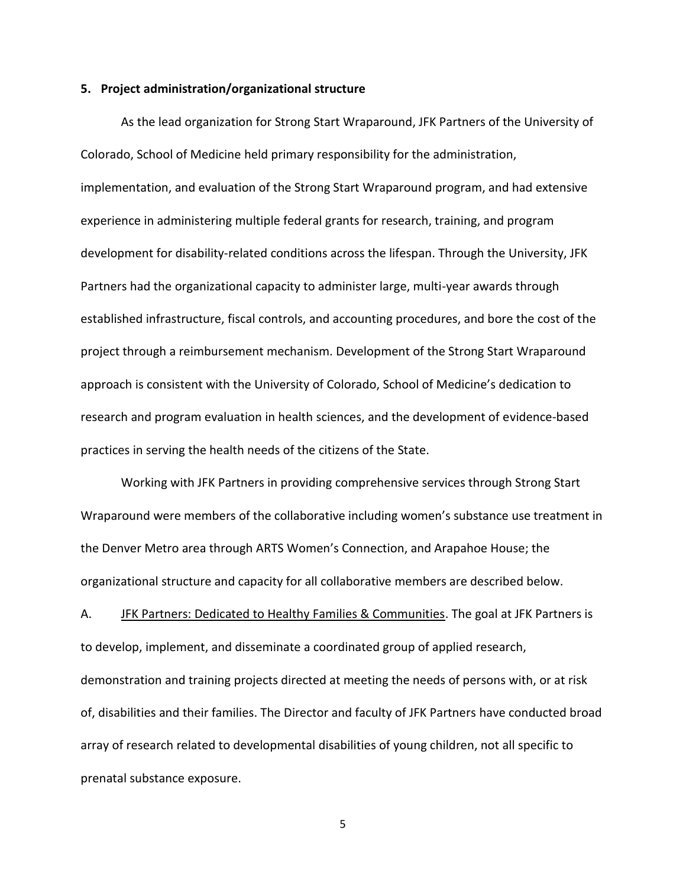**5. Project administration/organizational structure**

As the lead organization for Strong Start Wraparound, JFK Partners of the University of Colorado, School of Medicine held primary responsibility for the administration, implementation, and evaluation of the Strong Start Wraparound program, and had extensive experience in administering multiple federal grants for research, training, and program development for disability-related conditions across the lifespan. Through the University, JFK Partners had the organizational capacity to administer large, multi-year awards through established infrastructure, fiscal controls, and accounting procedures, and bore the cost of the project through a reimbursement mechanism. Development of the Strong Start Wraparound approach is consistent with the University of Colorado, School of Medicine's dedication to research and program evaluation in health sciences, and the development of evidence-based practices in serving the health needs of the citizens of the State.

Working with JFK Partners in providing comprehensive services through Strong Start Wraparound were members of the collaborative including women's substance use treatment in the Denver Metro area through ARTS Women's Connection, and Arapahoe House; the organizational structure and capacity for all collaborative members are described below.

A. <u>JFK Partners: Dedicated to Healthy Families & Communities</u>. The goal at JFK Partners is to develop, implement, and disseminate a coordinated group of applied research, demonstration and training projects directed at meeting the needs of persons with, or at risk of, disabilities and their families. The Director and faculty of JFK Partners have conducted broad array of research related to developmental disabilities of young children, not all specific to prenatal substance exposure.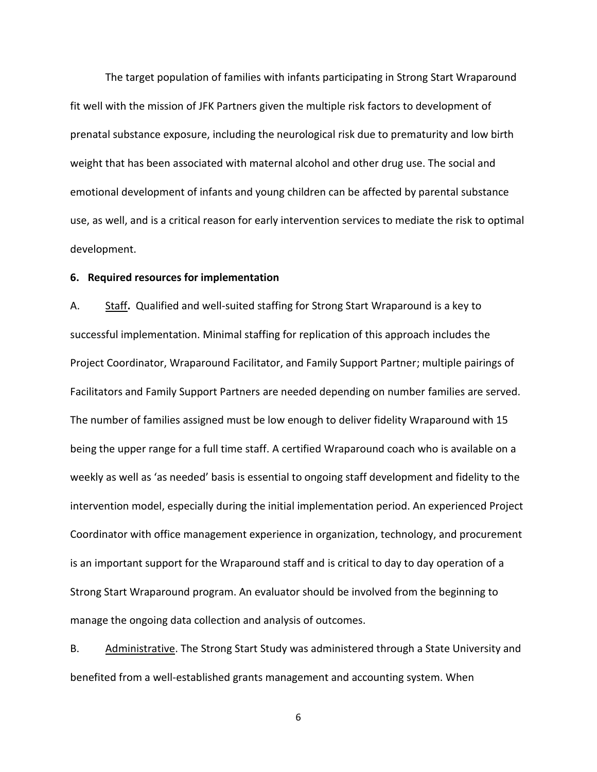The target population of families with infants participating in Strong Start Wraparound fit well with the mission of JFK Partners given the multiple risk factors to development of prenatal substance exposure, including the neurological risk due to prematurity and low birth weight that has been associated with maternal alcohol and other drug use. The social and emotional development of infants and young children can be affected by parental substance use, as well, and is a critical reason for early intervention services to mediate the risk to optimal development.

**6. Required resources for implementation**

A. Staff**.** Qualified and well-suited staffing for Strong Start Wraparound is a key to successful implementation. Minimal staffing for replication of this approach includes the Project Coordinator, Wraparound Facilitator, and Family Support Partner; multiple pairings of Facilitators and Family Support Partners are needed depending on number families are served. The number of families assigned must be low enough to deliver fidelity Wraparound with 15 being the upper range for a full time staff. A certified Wraparound coach who is available on a weekly as well as 'as needed' basis is essential to ongoing staff development and fidelity to the intervention model, especially during the initial implementation period. An experienced Project Coordinator with office management experience in organization, technology, and procurement is an important support for the Wraparound staff and is critical to day to day operation of a Strong Start Wraparound program. An evaluator should be involved from the beginning to manage the ongoing data collection and analysis of outcomes.

B. Administrative. The Strong Start Study was administered through a State University and benefited from a well-established grants management and accounting system. When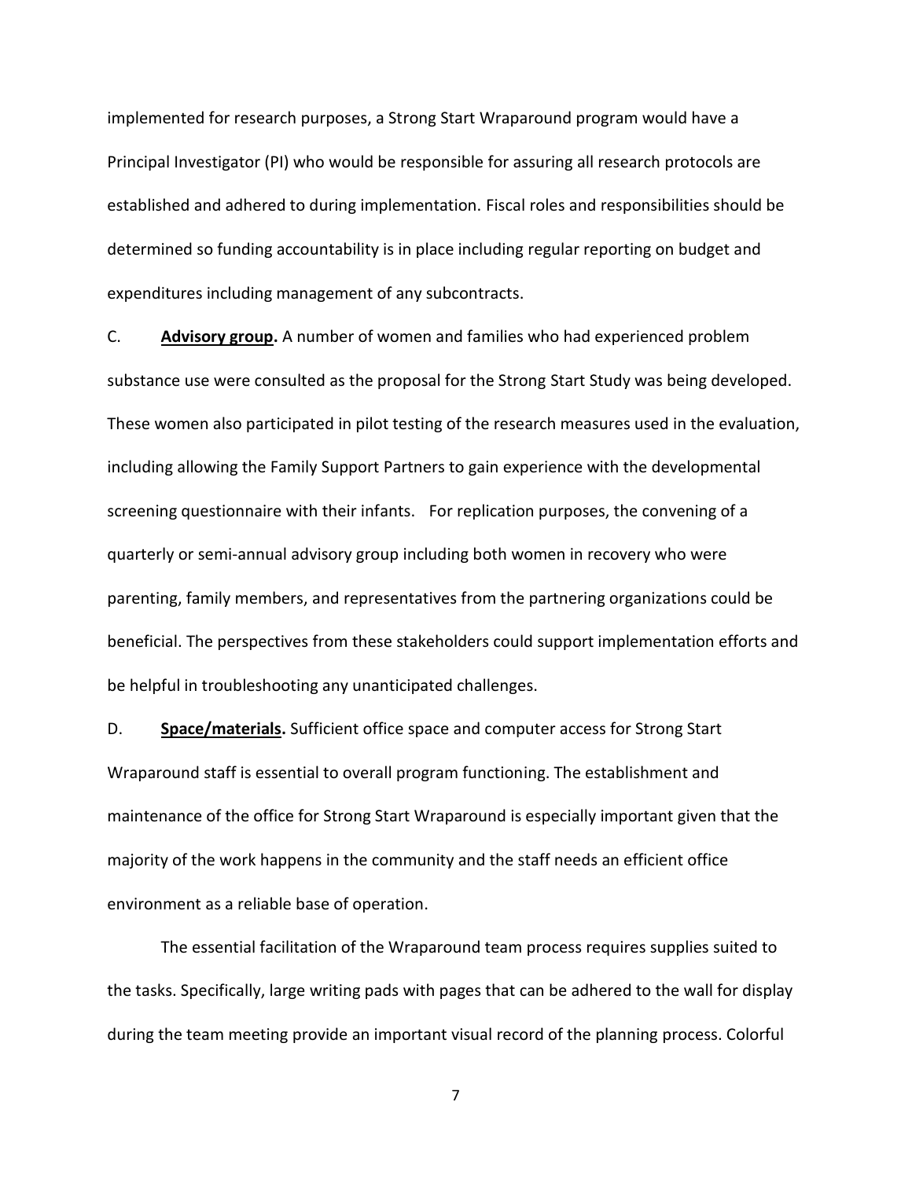implemented for research purposes, a Strong Start Wraparound program would have a Principal Investigator (PI) who would be responsible for assuring all research protocols are established and adhered to during implementation. Fiscal roles and responsibilities should be determined so funding accountability is in place including regular reporting on budget and expenditures including management of any subcontracts.

C. **Advisory group.** A number of women and families who had experienced problem substance use were consulted as the proposal for the Strong Start Study was being developed. These women also participated in pilot testing of the research measures used in the evaluation, including allowing the Family Support Partners to gain experience with the developmental screening questionnaire with their infants. For replication purposes, the convening of a quarterly or semi-annual advisory group including both women in recovery who were parenting, family members, and representatives from the partnering organizations could be beneficial. The perspectives from these stakeholders could support implementation efforts and be helpful in troubleshooting any unanticipated challenges.

D. **Space/materials.** Sufficient office space and computer access for Strong Start Wraparound staff is essential to overall program functioning. The establishment and maintenance of the office for Strong Start Wraparound is especially important given that the majority of the work happens in the community and the staff needs an efficient office environment as a reliable base of operation.

The essential facilitation of the Wraparound team process requires supplies suited to the tasks. Specifically, large writing pads with pages that can be adhered to the wall for display during the team meeting provide an important visual record of the planning process. Colorful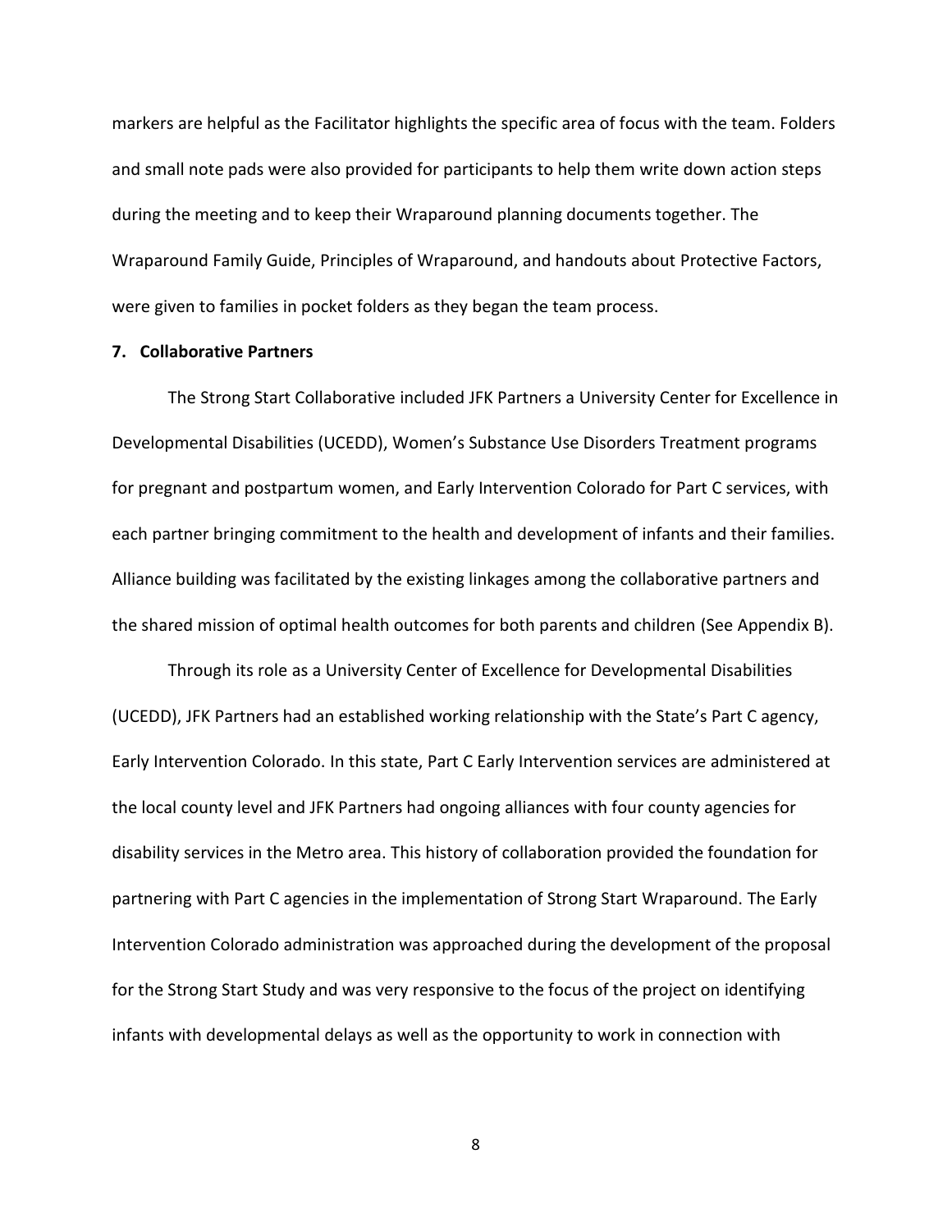markers are helpful as the Facilitator highlights the specific area of focus with the team. Folders and small note pads were also provided for participants to help them write down action steps during the meeting and to keep their Wraparound planning documents together. The Wraparound Family Guide, Principles of Wraparound, and handouts about Protective Factors, were given to families in pocket folders as they began the team process.

**7. Collaborative Partners**

The Strong Start Collaborative included JFK Partners a University Center for Excellence in Developmental Disabilities (UCEDD), Women's Substance Use Disorders Treatment programs for pregnant and postpartum women, and Early Intervention Colorado for Part C services, with each partner bringing commitment to the health and development of infants and their families. Alliance building was facilitated by the existing linkages among the collaborative partners and the shared mission of optimal health outcomes for both parents and children (See Appendix B).

Through its role as a University Center of Excellence for Developmental Disabilities (UCEDD), JFK Partners had an established working relationship with the State's Part C agency, Early Intervention Colorado. In this state, Part C Early Intervention services are administered at the local county level and JFK Partners had ongoing alliances with four county agencies for disability services in the Metro area. This history of collaboration provided the foundation for partnering with Part C agencies in the implementation of Strong Start Wraparound. The Early Intervention Colorado administration was approached during the development of the proposal for the Strong Start Study and was very responsive to the focus of the project on identifying infants with developmental delays as well as the opportunity to work in connection with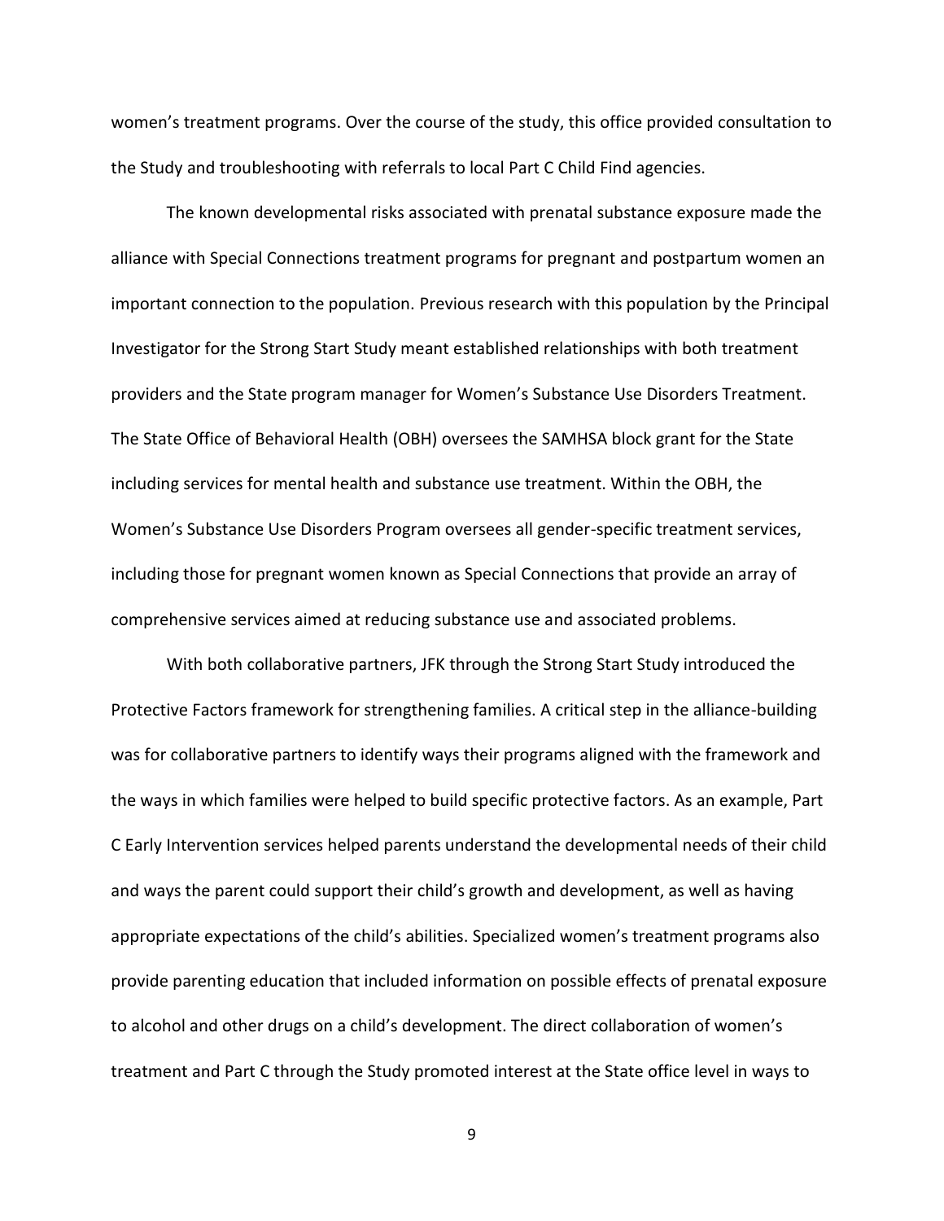women's treatment programs. Over the course of the study, this office provided consultation to the Study and troubleshooting with referrals to local Part C Child Find agencies.

The known developmental risks associated with prenatal substance exposure made the alliance with Special Connections treatment programs for pregnant and postpartum women an important connection to the population. Previous research with this population by the Principal Investigator for the Strong Start Study meant established relationships with both treatment providers and the State program manager for Women's Substance Use Disorders Treatment. The State Office of Behavioral Health (OBH) oversees the SAMHSA block grant for the State including services for mental health and substance use treatment. Within the OBH, the Women's Substance Use Disorders Program oversees all gender-specific treatment services, including those for pregnant women known as Special Connections that provide an array of comprehensive services aimed at reducing substance use and associated problems.

With both collaborative partners, JFK through the Strong Start Study introduced the Protective Factors framework for strengthening families. A critical step in the alliance-building was for collaborative partners to identify ways their programs aligned with the framework and the ways in which families were helped to build specific protective factors. As an example, Part C Early Intervention services helped parents understand the developmental needs of their child and ways the parent could support their child's growth and development, as well as having appropriate expectations of the child's abilities. Specialized women's treatment programs also provide parenting education that included information on possible effects of prenatal exposure to alcohol and other drugs on a child's development. The direct collaboration of women's treatment and Part C through the Study promoted interest at the State office level in ways to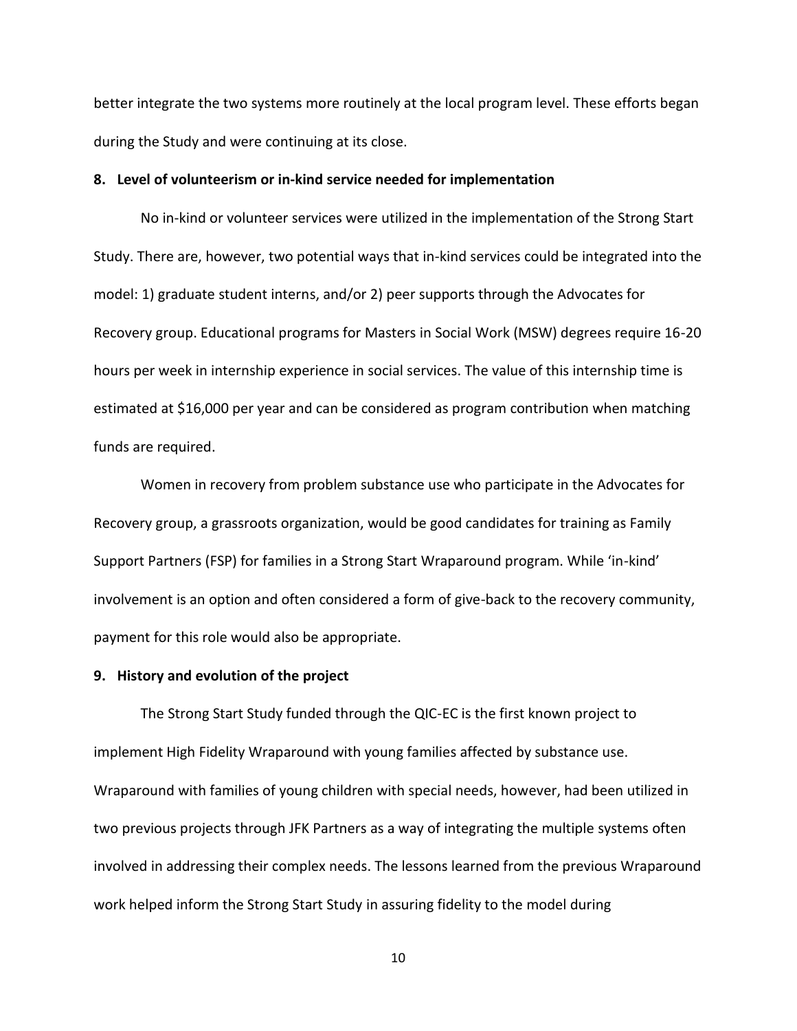better integrate the two systems more routinely at the local program level. These efforts began during the Study and were continuing at its close.

**8. Level of volunteerism or in-kind service needed for implementation**

No in-kind or volunteer services were utilized in the implementation of the Strong Start Study. There are, however, two potential ways that in-kind services could be integrated into the model: 1) graduate student interns, and/or 2) peer supports through the Advocates for Recovery group. Educational programs for Masters in Social Work (MSW) degrees require 16-20 hours per week in internship experience in social services. The value of this internship time is estimated at $16,000 per year and can be considered as program contribution when matching funds are required.

Women in recovery from problem substance use who participate in the Advocates for Recovery group, a grassroots organization, would be good candidates for training as Family Support Partners (FSP) for families in a Strong Start Wraparound program. While 'in-kind' involvement is an option and often considered a form of give-back to the recovery community, payment for this role would also be appropriate.

**9. History and evolution of the project**

The Strong Start Study funded through the QIC-EC is the first known project to implement High Fidelity Wraparound with young families affected by substance use. Wraparound with families of young children with special needs, however, had been utilized in two previous projects through JFK Partners as a way of integrating the multiple systems often involved in addressing their complex needs. The lessons learned from the previous Wraparound work helped inform the Strong Start Study in assuring fidelity to the model during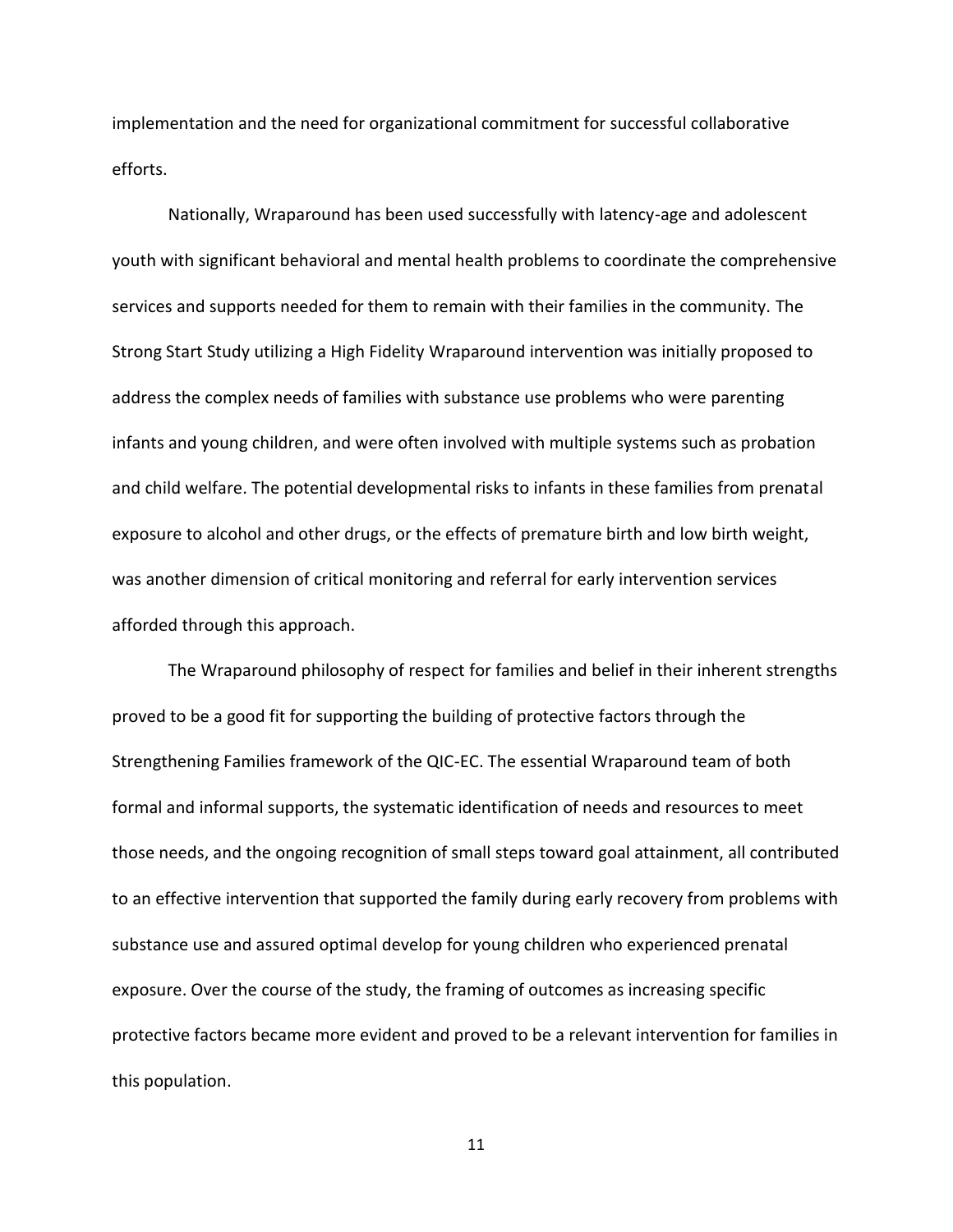implementation and the need for organizational commitment for successful collaborative efforts.

Nationally, Wraparound has been used successfully with latency-age and adolescent youth with significant behavioral and mental health problems to coordinate the comprehensive services and supports needed for them to remain with their families in the community. The Strong Start Study utilizing a High Fidelity Wraparound intervention was initially proposed to address the complex needs of families with substance use problems who were parenting infants and young children, and were often involved with multiple systems such as probation and child welfare. The potential developmental risks to infants in these families from prenatal exposure to alcohol and other drugs, or the effects of premature birth and low birth weight, was another dimension of critical monitoring and referral for early intervention services afforded through this approach.

The Wraparound philosophy of respect for families and belief in their inherent strengths proved to be a good fit for supporting the building of protective factors through the Strengthening Families framework of the QIC-EC. The essential Wraparound team of both formal and informal supports, the systematic identification of needs and resources to meet those needs, and the ongoing recognition of small steps toward goal attainment, all contributed to an effective intervention that supported the family during early recovery from problems with substance use and assured optimal develop for young children who experienced prenatal exposure. Over the course of the study, the framing of outcomes as increasing specific protective factors became more evident and proved to be a relevant intervention for families in this population.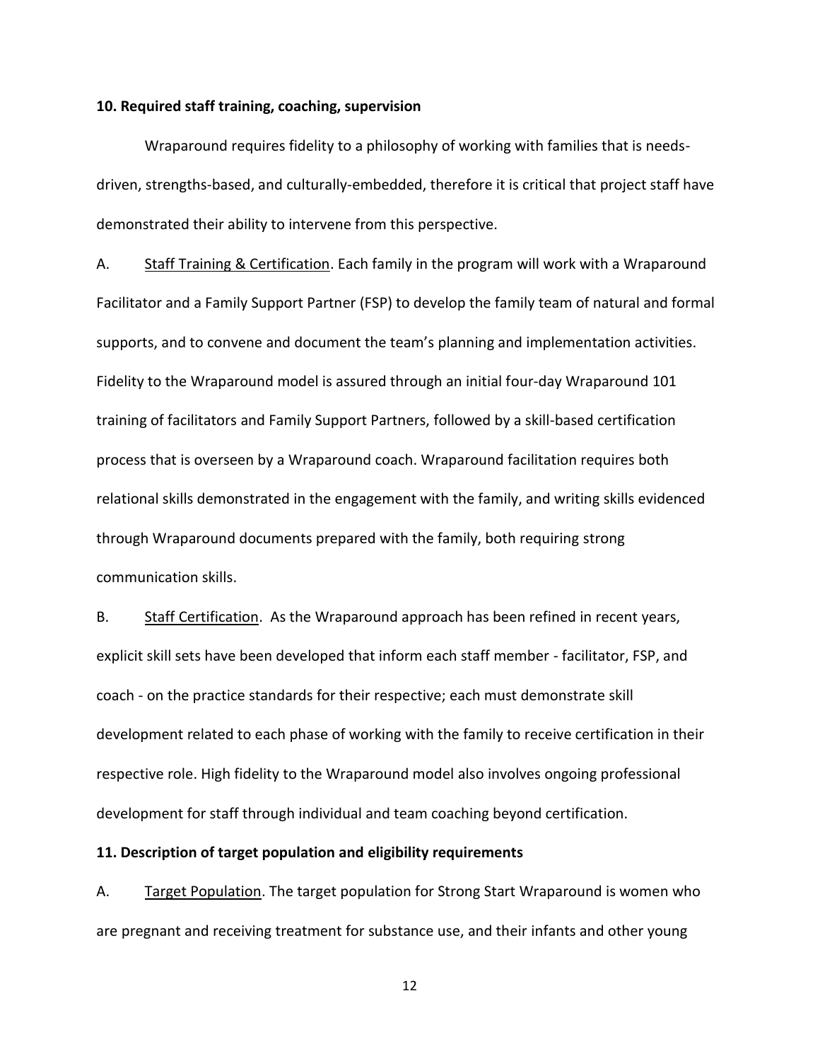**10. Required staff training, coaching, supervision**

Wraparound requires fidelity to a philosophy of working with families that is needs-driven, strengths-based, and culturally-embedded, therefore it is critical that project staff have demonstrated their ability to intervene from this perspective.

A. Staff Training & Certification. Each family in the program will work with a Wraparound Facilitator and a Family Support Partner (FSP) to develop the family team of natural and formal supports, and to convene and document the team's planning and implementation activities. Fidelity to the Wraparound model is assured through an initial four-day Wraparound 101 training of facilitators and Family Support Partners, followed by a skill-based certification process that is overseen by a Wraparound coach. Wraparound facilitation requires both relational skills demonstrated in the engagement with the family, and writing skills evidenced through Wraparound documents prepared with the family, both requiring strong communication skills.

B. Staff Certification. As the Wraparound approach has been refined in recent years, explicit skill sets have been developed that inform each staff member - facilitator, FSP, and coach - on the practice standards for their respective; each must demonstrate skill development related to each phase of working with the family to receive certification in their respective role. High fidelity to the Wraparound model also involves ongoing professional development for staff through individual and team coaching beyond certification.

**11. Description of target population and eligibility requirements**

A. Target Population. The target population for Strong Start Wraparound is women who are pregnant and receiving treatment for substance use, and their infants and other young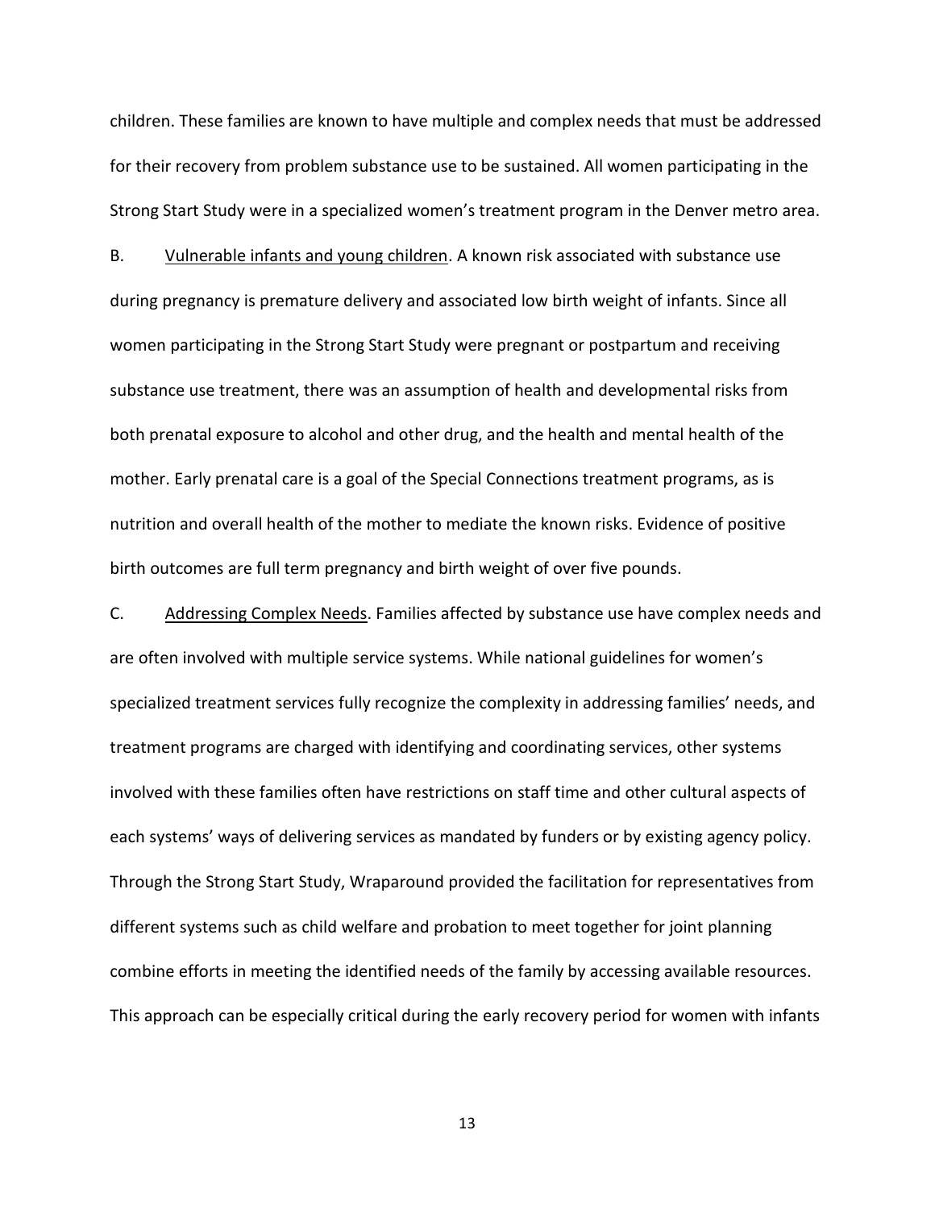children. These families are known to have multiple and complex needs that must be addressed for their recovery from problem substance use to be sustained. All women participating in the Strong Start Study were in a specialized women's treatment program in the Denver metro area.

B. Vulnerable infants and young children. A known risk associated with substance use during pregnancy is premature delivery and associated low birth weight of infants. Since all women participating in the Strong Start Study were pregnant or postpartum and receiving substance use treatment, there was an assumption of health and developmental risks from both prenatal exposure to alcohol and other drug, and the health and mental health of the mother. Early prenatal care is a goal of the Special Connections treatment programs, as is nutrition and overall health of the mother to mediate the known risks. Evidence of positive birth outcomes are full term pregnancy and birth weight of over five pounds.

C. Addressing Complex Needs. Families affected by substance use have complex needs and are often involved with multiple service systems. While national guidelines for women's specialized treatment services fully recognize the complexity in addressing families' needs, and treatment programs are charged with identifying and coordinating services, other systems involved with these families often have restrictions on staff time and other cultural aspects of each systems' ways of delivering services as mandated by funders or by existing agency policy. Through the Strong Start Study, Wraparound provided the facilitation for representatives from different systems such as child welfare and probation to meet together for joint planning combine efforts in meeting the identified needs of the family by accessing available resources. This approach can be especially critical during the early recovery period for women with infants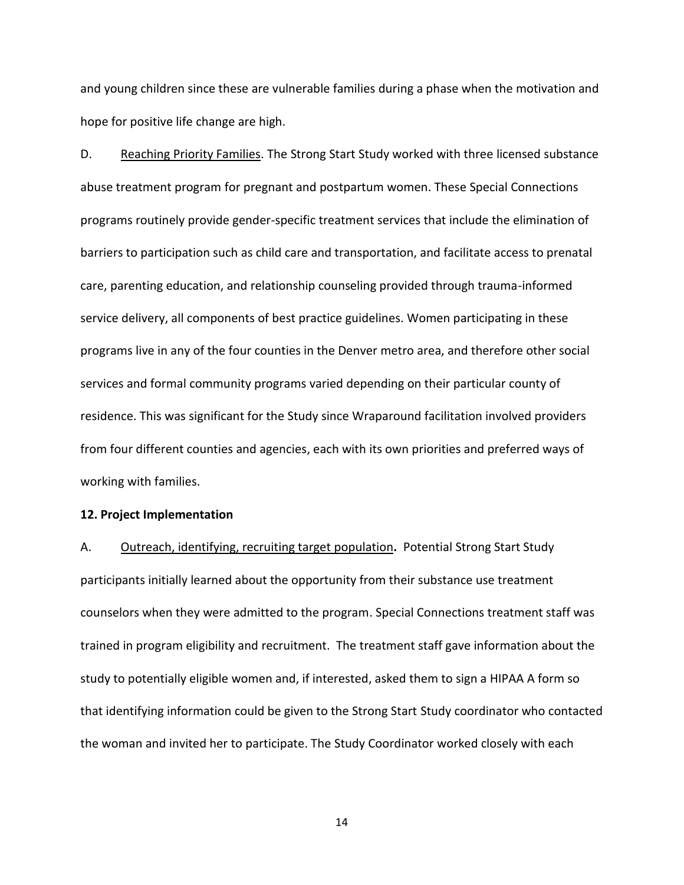and young children since these are vulnerable families during a phase when the motivation and hope for positive life change are high.

D. Reaching Priority Families. The Strong Start Study worked with three licensed substance abuse treatment program for pregnant and postpartum women. These Special Connections programs routinely provide gender-specific treatment services that include the elimination of barriers to participation such as child care and transportation, and facilitate access to prenatal care, parenting education, and relationship counseling provided through trauma-informed service delivery, all components of best practice guidelines. Women participating in these programs live in any of the four counties in the Denver metro area, and therefore other social services and formal community programs varied depending on their particular county of residence. This was significant for the Study since Wraparound facilitation involved providers from four different counties and agencies, each with its own priorities and preferred ways of working with families.

**12. Project Implementation**

A. Outreach, identifying, recruiting target population**.** Potential Strong Start Study participants initially learned about the opportunity from their substance use treatment counselors when they were admitted to the program. Special Connections treatment staff was trained in program eligibility and recruitment. The treatment staff gave information about the study to potentially eligible women and, if interested, asked them to sign a HIPAA A form so that identifying information could be given to the Strong Start Study coordinator who contacted the woman and invited her to participate. The Study Coordinator worked closely with each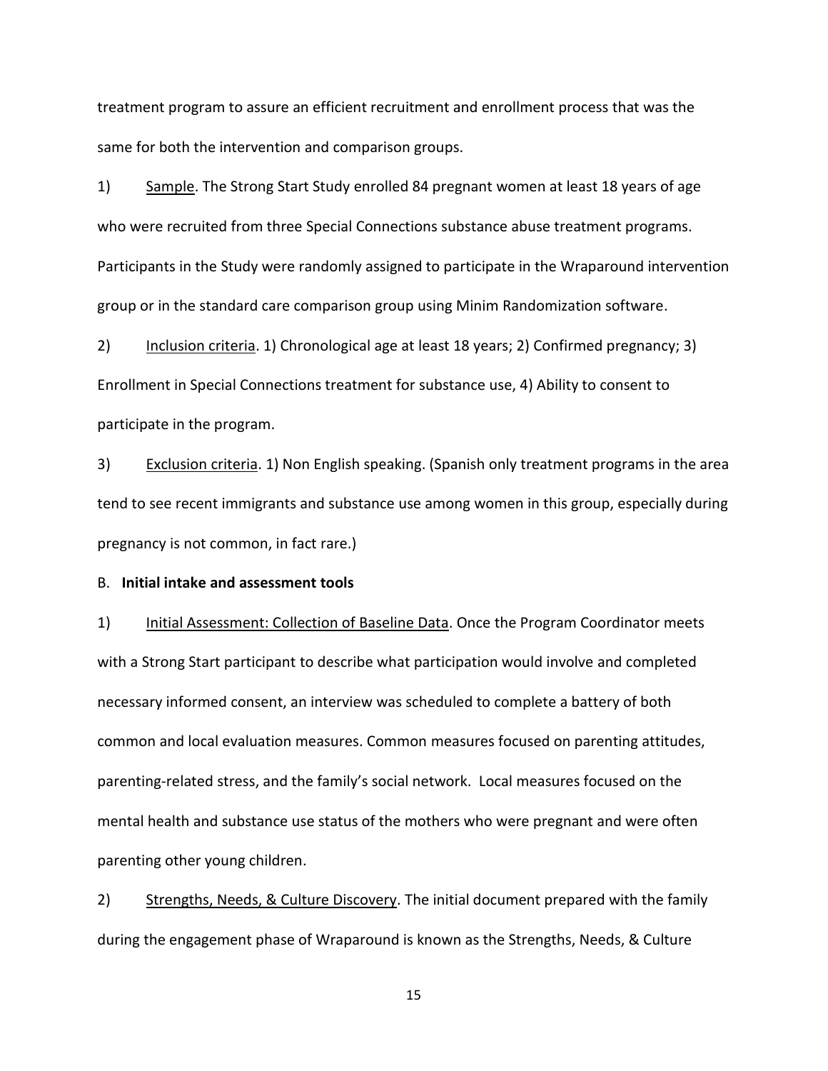treatment program to assure an efficient recruitment and enrollment process that was the same for both the intervention and comparison groups.

1) <u>Sample</u>. The Strong Start Study enrolled 84 pregnant women at least 18 years of age who were recruited from three Special Connections substance abuse treatment programs. Participants in the Study were randomly assigned to participate in the Wraparound intervention group or in the standard care comparison group using Minim Randomization software.

2) <u>Inclusion criteria</u>. 1) Chronological age at least 18 years; 2) Confirmed pregnancy; 3) Enrollment in Special Connections treatment for substance use, 4) Ability to consent to participate in the program.

3) <u>Exclusion criteria</u>. 1) Non English speaking. (Spanish only treatment programs in the area tend to see recent immigrants and substance use among women in this group, especially during pregnancy is not common, in fact rare.)

B. **Initial intake and assessment tools**

1) <u>Initial Assessment: Collection of Baseline Data</u>. Once the Program Coordinator meets with a Strong Start participant to describe what participation would involve and completed necessary informed consent, an interview was scheduled to complete a battery of both common and local evaluation measures. Common measures focused on parenting attitudes, parenting-related stress, and the family's social network. Local measures focused on the mental health and substance use status of the mothers who were pregnant and were often parenting other young children.

2) <u>Strengths, Needs, & Culture Discovery</u>. The initial document prepared with the family during the engagement phase of Wraparound is known as the Strengths, Needs, & Culture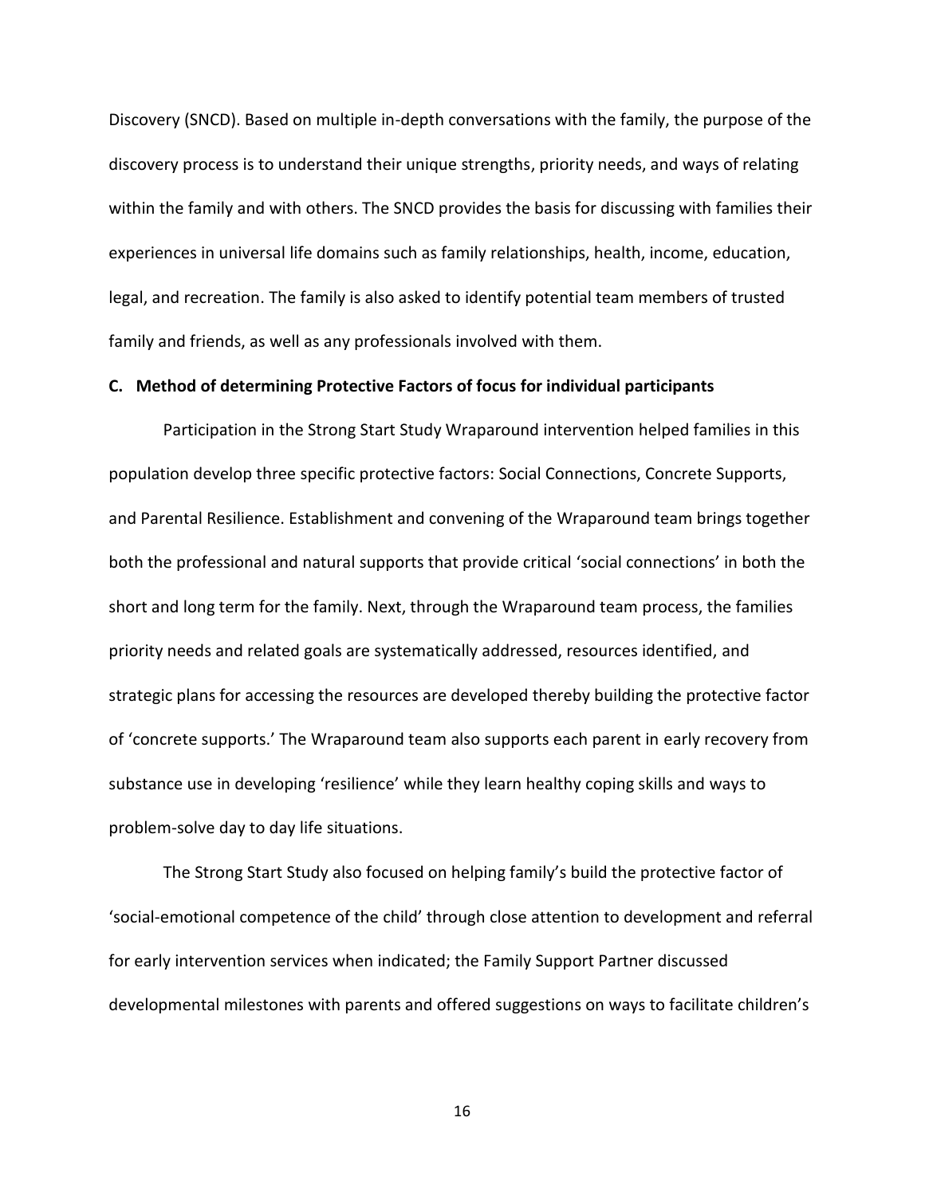Discovery (SNCD). Based on multiple in-depth conversations with the family, the purpose of the discovery process is to understand their unique strengths, priority needs, and ways of relating within the family and with others. The SNCD provides the basis for discussing with families their experiences in universal life domains such as family relationships, health, income, education, legal, and recreation. The family is also asked to identify potential team members of trusted family and friends, as well as any professionals involved with them.

**C. Method of determining Protective Factors of focus for individual participants**

Participation in the Strong Start Study Wraparound intervention helped families in this population develop three specific protective factors: Social Connections, Concrete Supports, and Parental Resilience. Establishment and convening of the Wraparound team brings together both the professional and natural supports that provide critical 'social connections' in both the short and long term for the family. Next, through the Wraparound team process, the families priority needs and related goals are systematically addressed, resources identified, and strategic plans for accessing the resources are developed thereby building the protective factor of 'concrete supports.' The Wraparound team also supports each parent in early recovery from substance use in developing 'resilience' while they learn healthy coping skills and ways to problem-solve day to day life situations.

The Strong Start Study also focused on helping family's build the protective factor of 'social-emotional competence of the child' through close attention to development and referral for early intervention services when indicated; the Family Support Partner discussed developmental milestones with parents and offered suggestions on ways to facilitate children's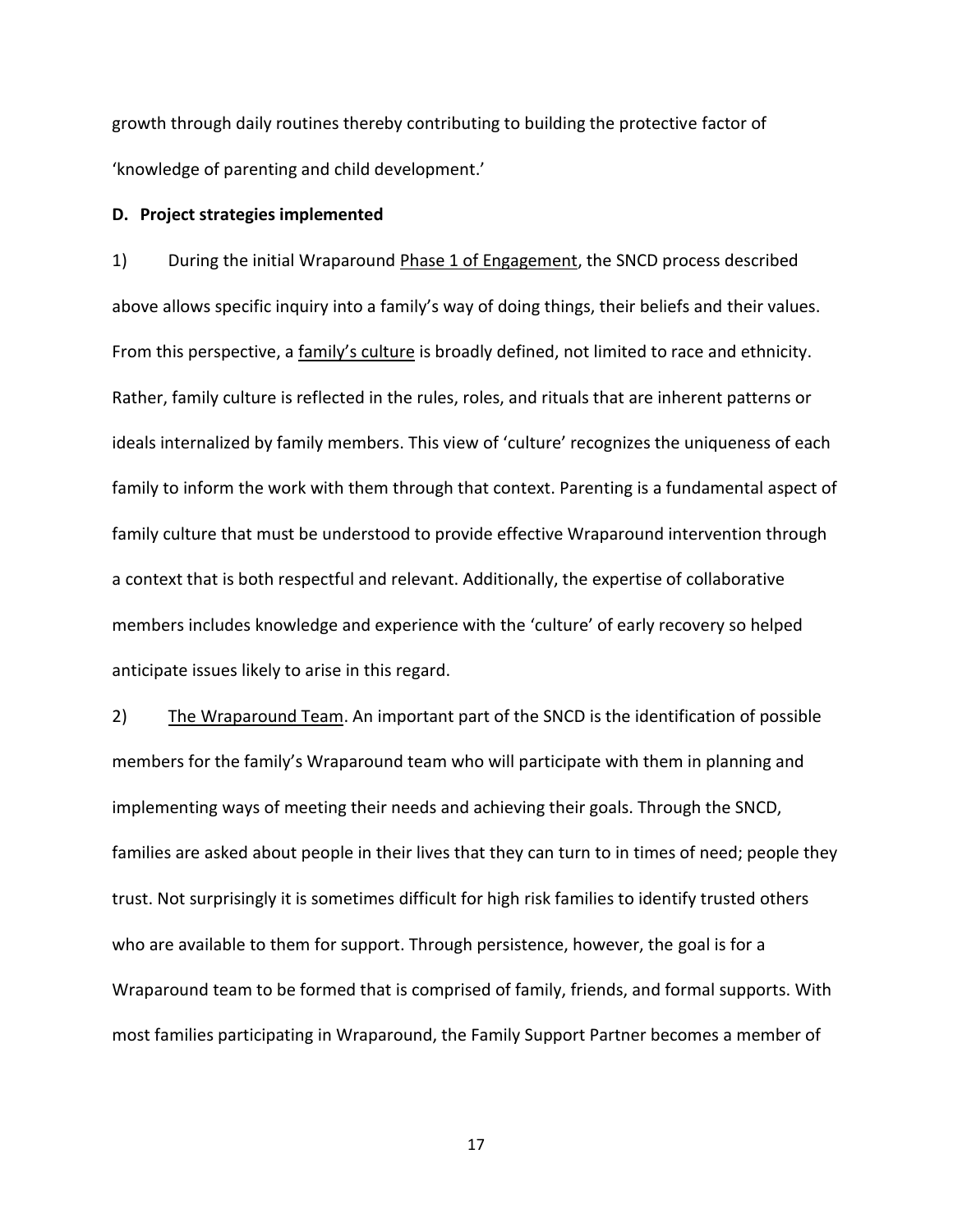growth through daily routines thereby contributing to building the protective factor of 'knowledge of parenting and child development.'

**D. Project strategies implemented**

1) During the initial Wraparound <u>Phase 1 of Engagement</u>, the SNCD process described above allows specific inquiry into a family's way of doing things, their beliefs and their values. From this perspective, a <u>family's culture</u> is broadly defined, not limited to race and ethnicity. Rather, family culture is reflected in the rules, roles, and rituals that are inherent patterns or ideals internalized by family members. This view of 'culture' recognizes the uniqueness of each family to inform the work with them through that context. Parenting is a fundamental aspect of family culture that must be understood to provide effective Wraparound intervention through a context that is both respectful and relevant. Additionally, the expertise of collaborative members includes knowledge and experience with the 'culture' of early recovery so helped anticipate issues likely to arise in this regard.

2) <u>The Wraparound Team</u>. An important part of the SNCD is the identification of possible members for the family's Wraparound team who will participate with them in planning and implementing ways of meeting their needs and achieving their goals. Through the SNCD, families are asked about people in their lives that they can turn to in times of need; people they trust. Not surprisingly it is sometimes difficult for high risk families to identify trusted others who are available to them for support. Through persistence, however, the goal is for a Wraparound team to be formed that is comprised of family, friends, and formal supports. With most families participating in Wraparound, the Family Support Partner becomes a member of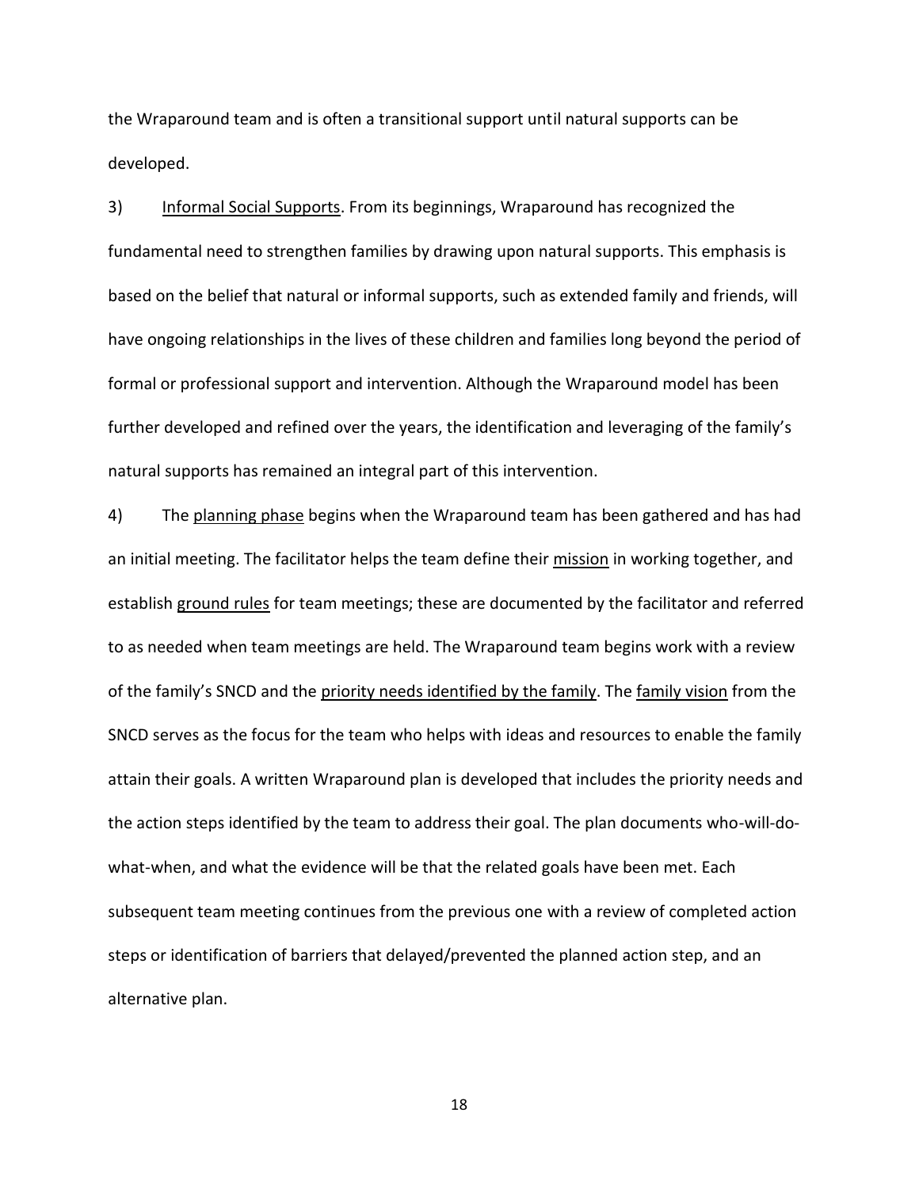the Wraparound team and is often a transitional support until natural supports can be developed.

3) Informal Social Supports. From its beginnings, Wraparound has recognized the fundamental need to strengthen families by drawing upon natural supports. This emphasis is based on the belief that natural or informal supports, such as extended family and friends, will have ongoing relationships in the lives of these children and families long beyond the period of formal or professional support and intervention. Although the Wraparound model has been further developed and refined over the years, the identification and leveraging of the family's natural supports has remained an integral part of this intervention.

4) The planning phase begins when the Wraparound team has been gathered and has had an initial meeting. The facilitator helps the team define their mission in working together, and establish ground rules for team meetings; these are documented by the facilitator and referred to as needed when team meetings are held. The Wraparound team begins work with a review of the family's SNCD and the priority needs identified by the family. The family vision from the SNCD serves as the focus for the team who helps with ideas and resources to enable the family attain their goals. A written Wraparound plan is developed that includes the priority needs and the action steps identified by the team to address their goal. The plan documents who-will-do-what-when, and what the evidence will be that the related goals have been met. Each subsequent team meeting continues from the previous one with a review of completed action steps or identification of barriers that delayed/prevented the planned action step, and an alternative plan.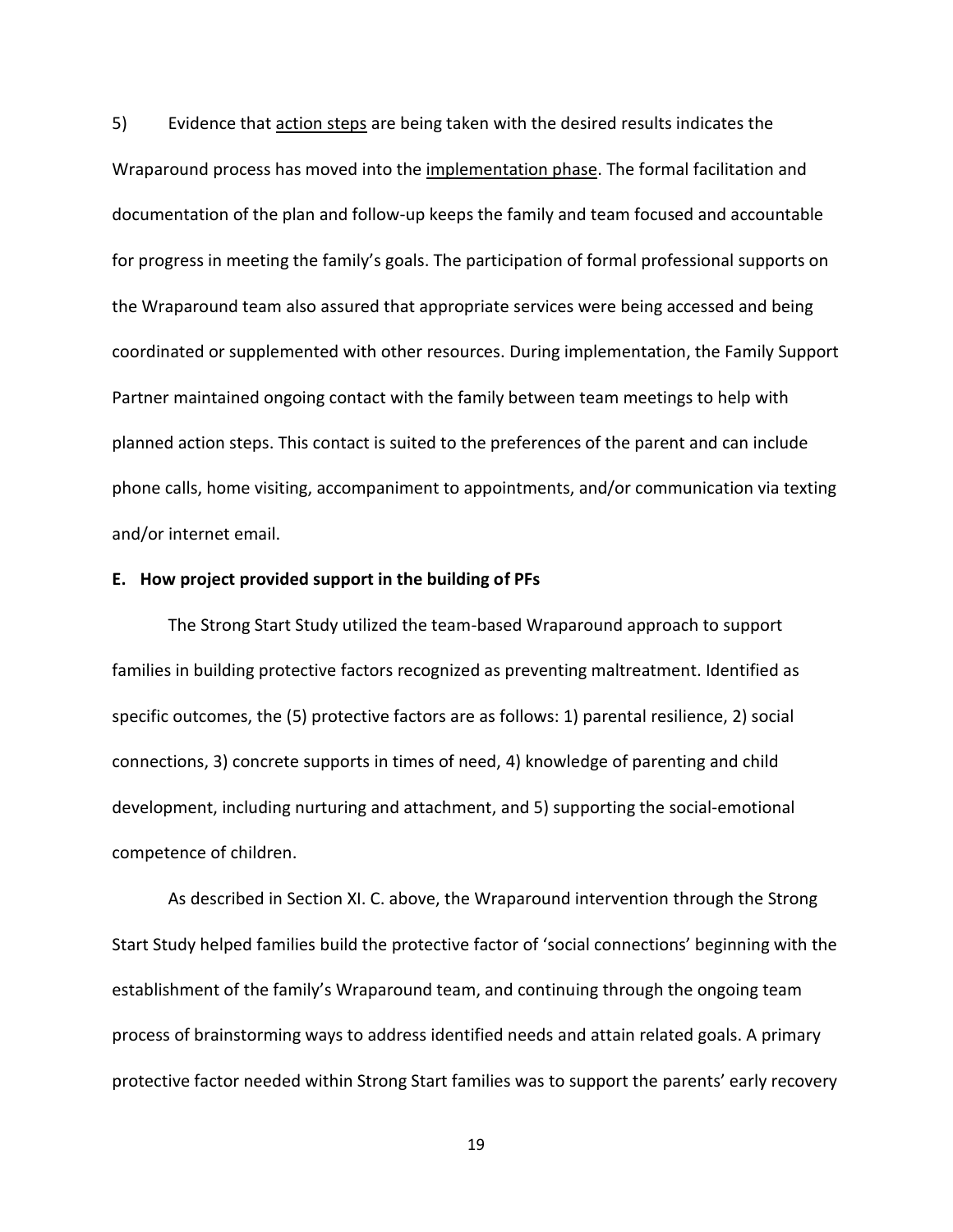5) Evidence that <u>action steps</u> are being taken with the desired results indicates the Wraparound process has moved into the <u>implementation phase</u>. The formal facilitation and documentation of the plan and follow-up keeps the family and team focused and accountable for progress in meeting the family's goals. The participation of formal professional supports on the Wraparound team also assured that appropriate services were being accessed and being coordinated or supplemented with other resources. During implementation, the Family Support Partner maintained ongoing contact with the family between team meetings to help with planned action steps. This contact is suited to the preferences of the parent and can include phone calls, home visiting, accompaniment to appointments, and/or communication via texting and/or internet email.

**E. How project provided support in the building of PFs**

The Strong Start Study utilized the team-based Wraparound approach to support families in building protective factors recognized as preventing maltreatment. Identified as specific outcomes, the (5) protective factors are as follows: 1) parental resilience, 2) social connections, 3) concrete supports in times of need, 4) knowledge of parenting and child development, including nurturing and attachment, and 5) supporting the social-emotional competence of children.

As described in Section XI. C. above, the Wraparound intervention through the Strong Start Study helped families build the protective factor of 'social connections' beginning with the establishment of the family's Wraparound team, and continuing through the ongoing team process of brainstorming ways to address identified needs and attain related goals. A primary protective factor needed within Strong Start families was to support the parents' early recovery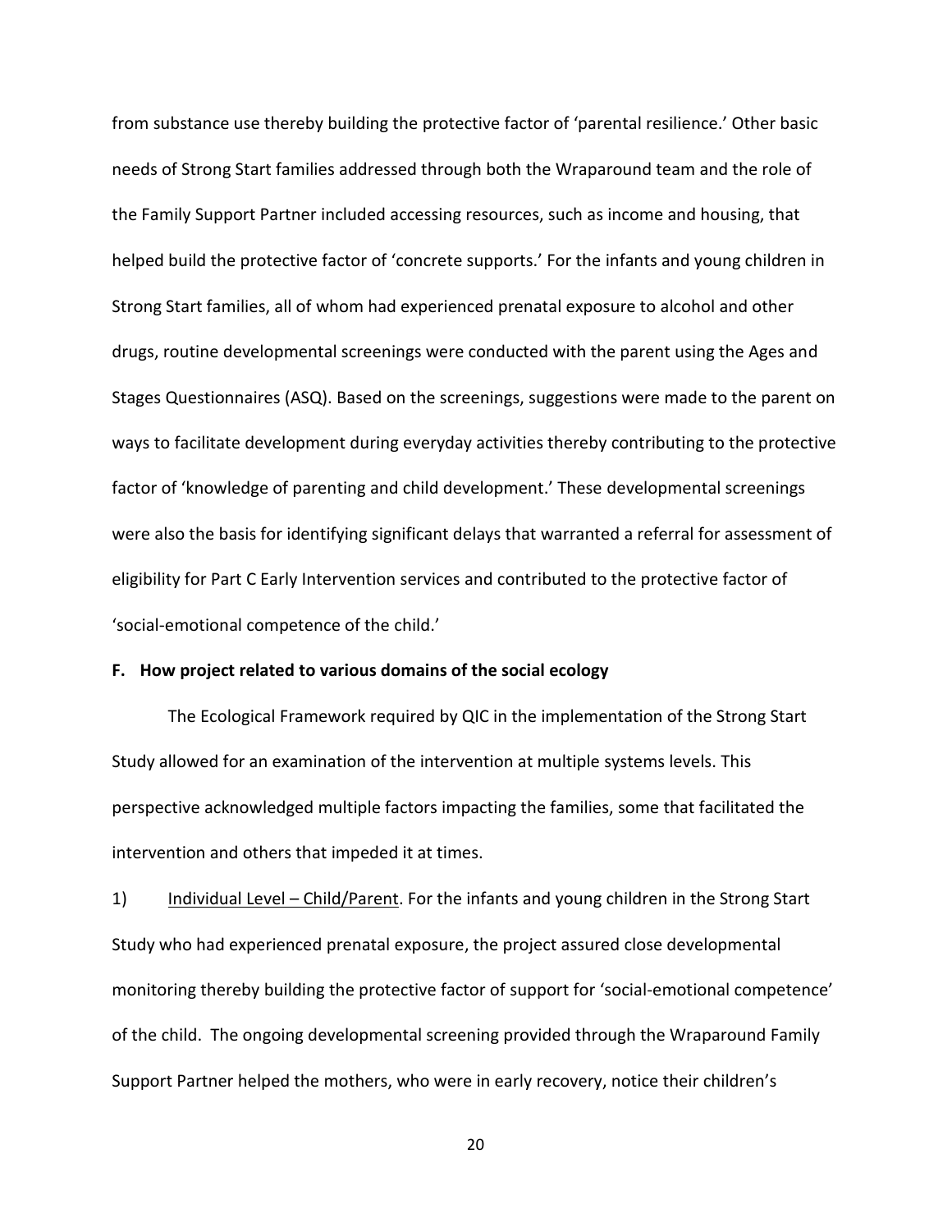from substance use thereby building the protective factor of 'parental resilience.' Other basic needs of Strong Start families addressed through both the Wraparound team and the role of the Family Support Partner included accessing resources, such as income and housing, that helped build the protective factor of 'concrete supports.' For the infants and young children in Strong Start families, all of whom had experienced prenatal exposure to alcohol and other drugs, routine developmental screenings were conducted with the parent using the Ages and Stages Questionnaires (ASQ). Based on the screenings, suggestions were made to the parent on ways to facilitate development during everyday activities thereby contributing to the protective factor of 'knowledge of parenting and child development.' These developmental screenings were also the basis for identifying significant delays that warranted a referral for assessment of eligibility for Part C Early Intervention services and contributed to the protective factor of 'social-emotional competence of the child.'

**F. How project related to various domains of the social ecology**

The Ecological Framework required by QIC in the implementation of the Strong Start Study allowed for an examination of the intervention at multiple systems levels. This perspective acknowledged multiple factors impacting the families, some that facilitated the intervention and others that impeded it at times.

1) Individual Level – Child/Parent. For the infants and young children in the Strong Start Study who had experienced prenatal exposure, the project assured close developmental monitoring thereby building the protective factor of support for 'social-emotional competence' of the child. The ongoing developmental screening provided through the Wraparound Family Support Partner helped the mothers, who were in early recovery, notice their children's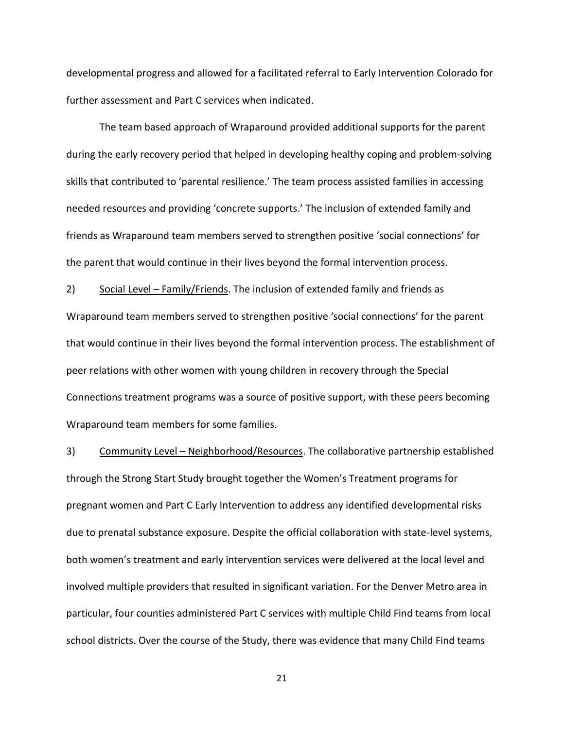developmental progress and allowed for a facilitated referral to Early Intervention Colorado for further assessment and Part C services when indicated.

The team based approach of Wraparound provided additional supports for the parent during the early recovery period that helped in developing healthy coping and problem-solving skills that contributed to 'parental resilience.' The team process assisted families in accessing needed resources and providing 'concrete supports.' The inclusion of extended family and friends as Wraparound team members served to strengthen positive 'social connections' for the parent that would continue in their lives beyond the formal intervention process.

2) <u>Social Level – Family/Friends</u>. The inclusion of extended family and friends as Wraparound team members served to strengthen positive 'social connections' for the parent that would continue in their lives beyond the formal intervention process. The establishment of peer relations with other women with young children in recovery through the Special Connections treatment programs was a source of positive support, with these peers becoming Wraparound team members for some families.

3) <u>Community Level – Neighborhood/Resources</u>. The collaborative partnership established through the Strong Start Study brought together the Women's Treatment programs for pregnant women and Part C Early Intervention to address any identified developmental risks due to prenatal substance exposure. Despite the official collaboration with state-level systems, both women's treatment and early intervention services were delivered at the local level and involved multiple providers that resulted in significant variation. For the Denver Metro area in particular, four counties administered Part C services with multiple Child Find teams from local school districts. Over the course of the Study, there was evidence that many Child Find teams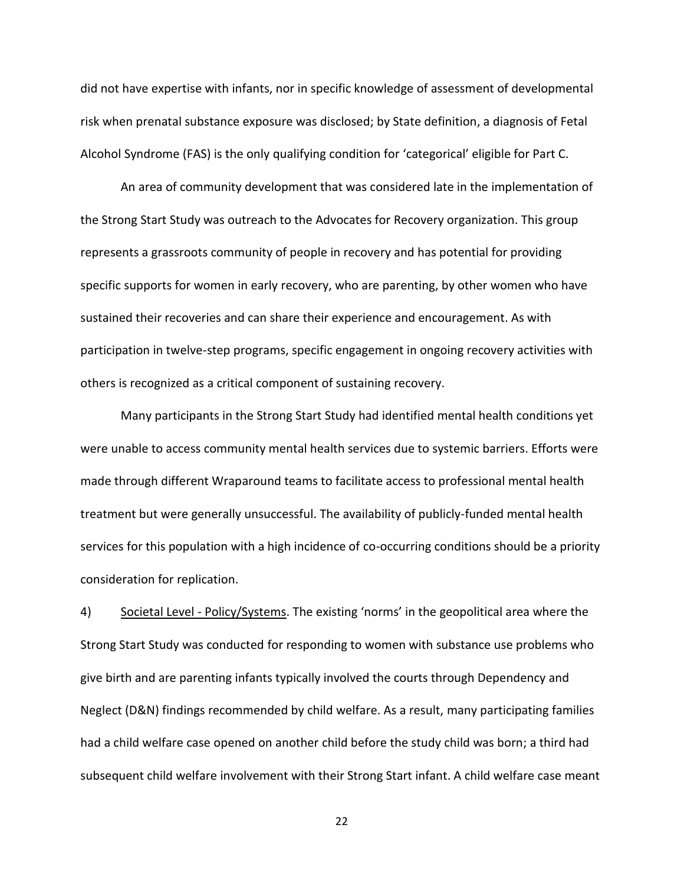did not have expertise with infants, nor in specific knowledge of assessment of developmental risk when prenatal substance exposure was disclosed; by State definition, a diagnosis of Fetal Alcohol Syndrome (FAS) is the only qualifying condition for 'categorical' eligible for Part C.

An area of community development that was considered late in the implementation of the Strong Start Study was outreach to the Advocates for Recovery organization. This group represents a grassroots community of people in recovery and has potential for providing specific supports for women in early recovery, who are parenting, by other women who have sustained their recoveries and can share their experience and encouragement. As with participation in twelve-step programs, specific engagement in ongoing recovery activities with others is recognized as a critical component of sustaining recovery.

Many participants in the Strong Start Study had identified mental health conditions yet were unable to access community mental health services due to systemic barriers. Efforts were made through different Wraparound teams to facilitate access to professional mental health treatment but were generally unsuccessful. The availability of publicly-funded mental health services for this population with a high incidence of co-occurring conditions should be a priority consideration for replication.

4) Societal Level - Policy/Systems. The existing 'norms' in the geopolitical area where the Strong Start Study was conducted for responding to women with substance use problems who give birth and are parenting infants typically involved the courts through Dependency and Neglect (D&N) findings recommended by child welfare. As a result, many participating families had a child welfare case opened on another child before the study child was born; a third had subsequent child welfare involvement with their Strong Start infant. A child welfare case meant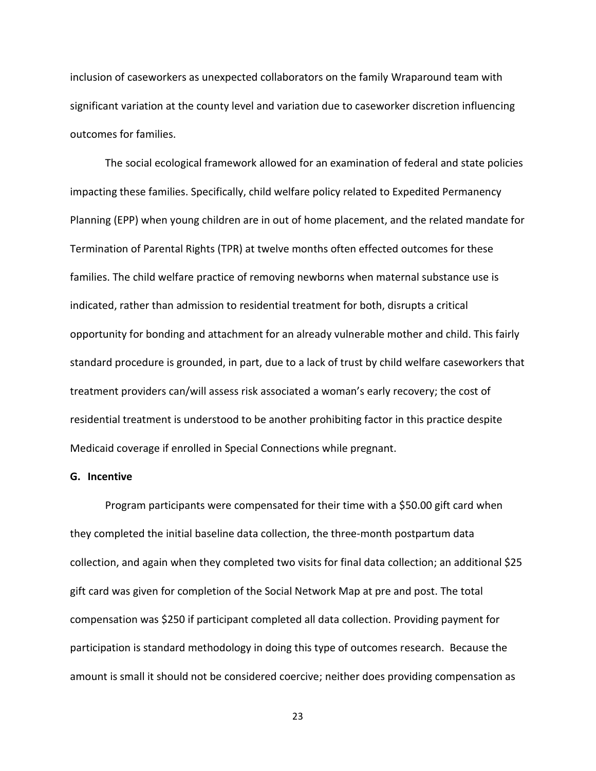inclusion of caseworkers as unexpected collaborators on the family Wraparound team with significant variation at the county level and variation due to caseworker discretion influencing outcomes for families.

The social ecological framework allowed for an examination of federal and state policies impacting these families. Specifically, child welfare policy related to Expedited Permanency Planning (EPP) when young children are in out of home placement, and the related mandate for Termination of Parental Rights (TPR) at twelve months often effected outcomes for these families. The child welfare practice of removing newborns when maternal substance use is indicated, rather than admission to residential treatment for both, disrupts a critical opportunity for bonding and attachment for an already vulnerable mother and child. This fairly standard procedure is grounded, in part, due to a lack of trust by child welfare caseworkers that treatment providers can/will assess risk associated a woman's early recovery; the cost of residential treatment is understood to be another prohibiting factor in this practice despite Medicaid coverage if enrolled in Special Connections while pregnant.

**G. Incentive**

Program participants were compensated for their time with a $50.00 gift card when they completed the initial baseline data collection, the three-month postpartum data collection, and again when they completed two visits for final data collection; an additional $25 gift card was given for completion of the Social Network Map at pre and post. The total compensation was $250 if participant completed all data collection. Providing payment for participation is standard methodology in doing this type of outcomes research. Because the amount is small it should not be considered coercive; neither does providing compensation as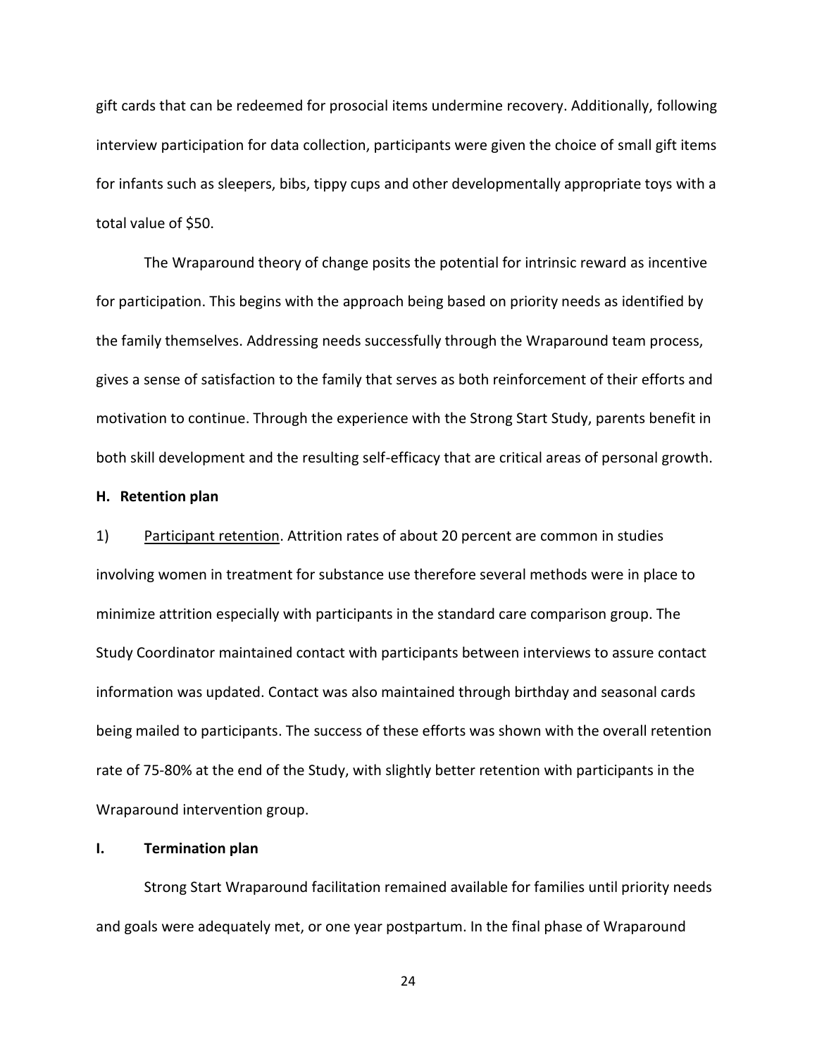gift cards that can be redeemed for prosocial items undermine recovery. Additionally, following interview participation for data collection, participants were given the choice of small gift items for infants such as sleepers, bibs, tippy cups and other developmentally appropriate toys with a total value of $50.

The Wraparound theory of change posits the potential for intrinsic reward as incentive for participation. This begins with the approach being based on priority needs as identified by the family themselves. Addressing needs successfully through the Wraparound team process, gives a sense of satisfaction to the family that serves as both reinforcement of their efforts and motivation to continue. Through the experience with the Strong Start Study, parents benefit in both skill development and the resulting self-efficacy that are critical areas of personal growth.

**H. Retention plan**

1) Participant retention. Attrition rates of about 20 percent are common in studies involving women in treatment for substance use therefore several methods were in place to minimize attrition especially with participants in the standard care comparison group. The Study Coordinator maintained contact with participants between interviews to assure contact information was updated. Contact was also maintained through birthday and seasonal cards being mailed to participants. The success of these efforts was shown with the overall retention rate of 75-80% at the end of the Study, with slightly better retention with participants in the Wraparound intervention group.

**I. Termination plan**

Strong Start Wraparound facilitation remained available for families until priority needs and goals were adequately met, or one year postpartum. In the final phase of Wraparound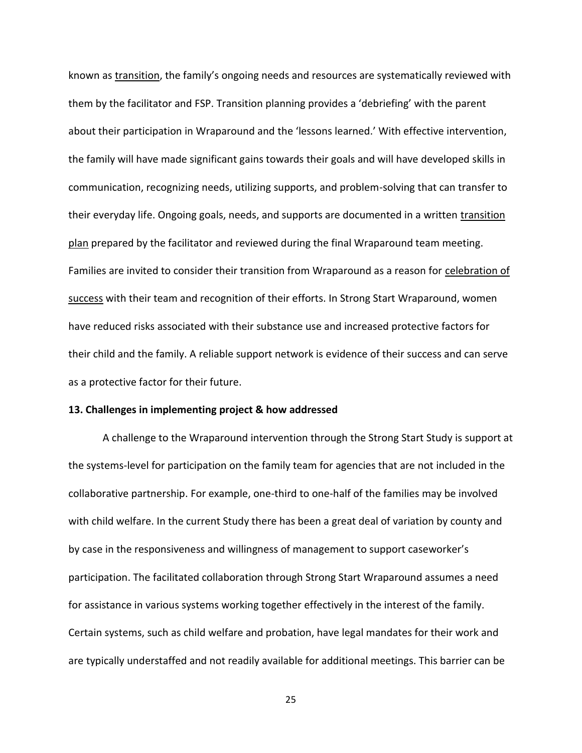known as transition, the family's ongoing needs and resources are systematically reviewed with them by the facilitator and FSP. Transition planning provides a 'debriefing' with the parent about their participation in Wraparound and the 'lessons learned.' With effective intervention, the family will have made significant gains towards their goals and will have developed skills in communication, recognizing needs, utilizing supports, and problem-solving that can transfer to their everyday life. Ongoing goals, needs, and supports are documented in a written transition plan prepared by the facilitator and reviewed during the final Wraparound team meeting. Families are invited to consider their transition from Wraparound as a reason for celebration of success with their team and recognition of their efforts. In Strong Start Wraparound, women have reduced risks associated with their substance use and increased protective factors for their child and the family. A reliable support network is evidence of their success and can serve as a protective factor for their future.

**13. Challenges in implementing project & how addressed**

A challenge to the Wraparound intervention through the Strong Start Study is support at the systems-level for participation on the family team for agencies that are not included in the collaborative partnership. For example, one-third to one-half of the families may be involved with child welfare. In the current Study there has been a great deal of variation by county and by case in the responsiveness and willingness of management to support caseworker's participation. The facilitated collaboration through Strong Start Wraparound assumes a need for assistance in various systems working together effectively in the interest of the family. Certain systems, such as child welfare and probation, have legal mandates for their work and are typically understaffed and not readily available for additional meetings. This barrier can be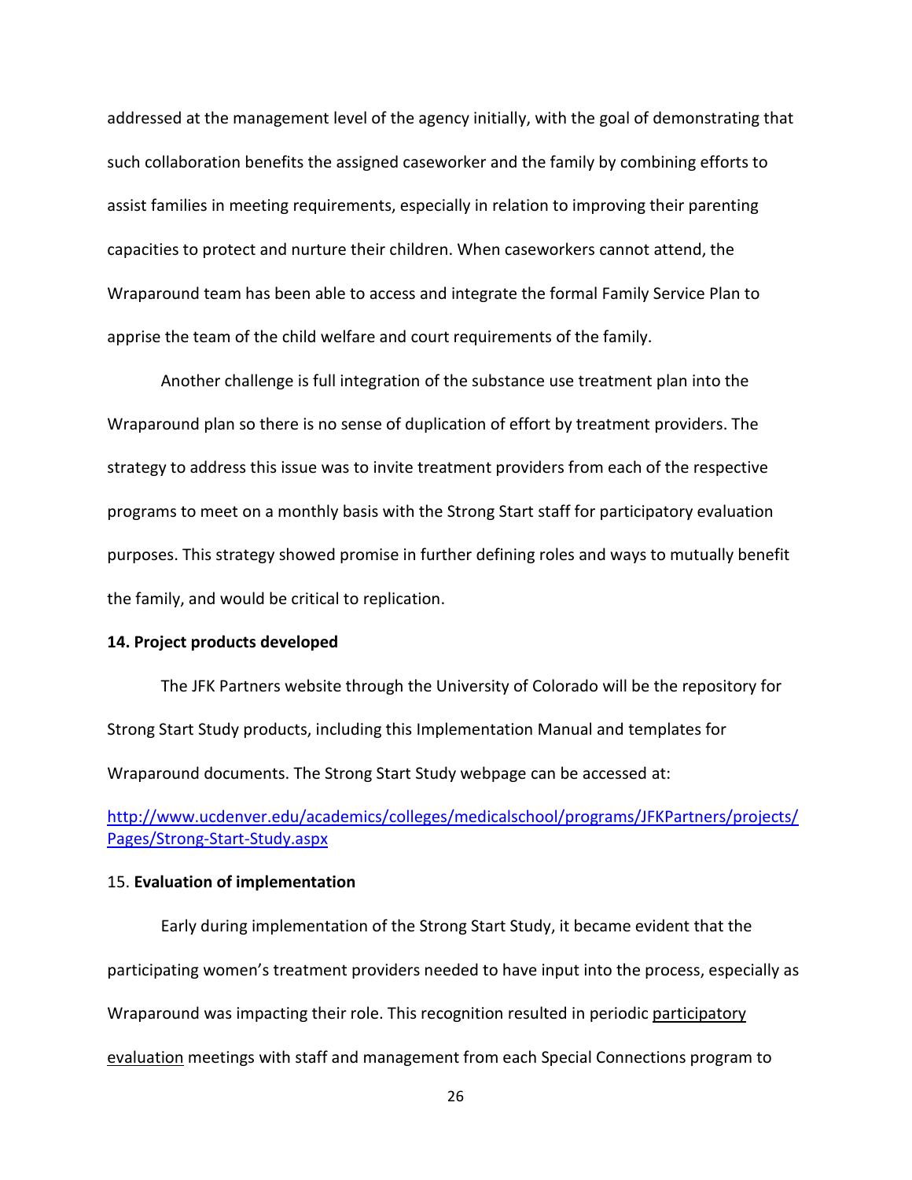addressed at the management level of the agency initially, with the goal of demonstrating that such collaboration benefits the assigned caseworker and the family by combining efforts to assist families in meeting requirements, especially in relation to improving their parenting capacities to protect and nurture their children. When caseworkers cannot attend, the Wraparound team has been able to access and integrate the formal Family Service Plan to apprise the team of the child welfare and court requirements of the family.

Another challenge is full integration of the substance use treatment plan into the Wraparound plan so there is no sense of duplication of effort by treatment providers. The strategy to address this issue was to invite treatment providers from each of the respective programs to meet on a monthly basis with the Strong Start staff for participatory evaluation purposes. This strategy showed promise in further defining roles and ways to mutually benefit the family, and would be critical to replication.

**14. Project products developed**

The JFK Partners website through the University of Colorado will be the repository for Strong Start Study products, including this Implementation Manual and templates for Wraparound documents. The Strong Start Study webpage can be accessed at:

http://www.ucdenver.edu/academics/colleges/medicalschool/programs/JFKPartners/projects/Pages/Strong-Start-Study.aspx

15. **Evaluation of implementation**

Early during implementation of the Strong Start Study, it became evident that the participating women's treatment providers needed to have input into the process, especially as Wraparound was impacting their role. This recognition resulted in periodic participatory evaluation meetings with staff and management from each Special Connections program to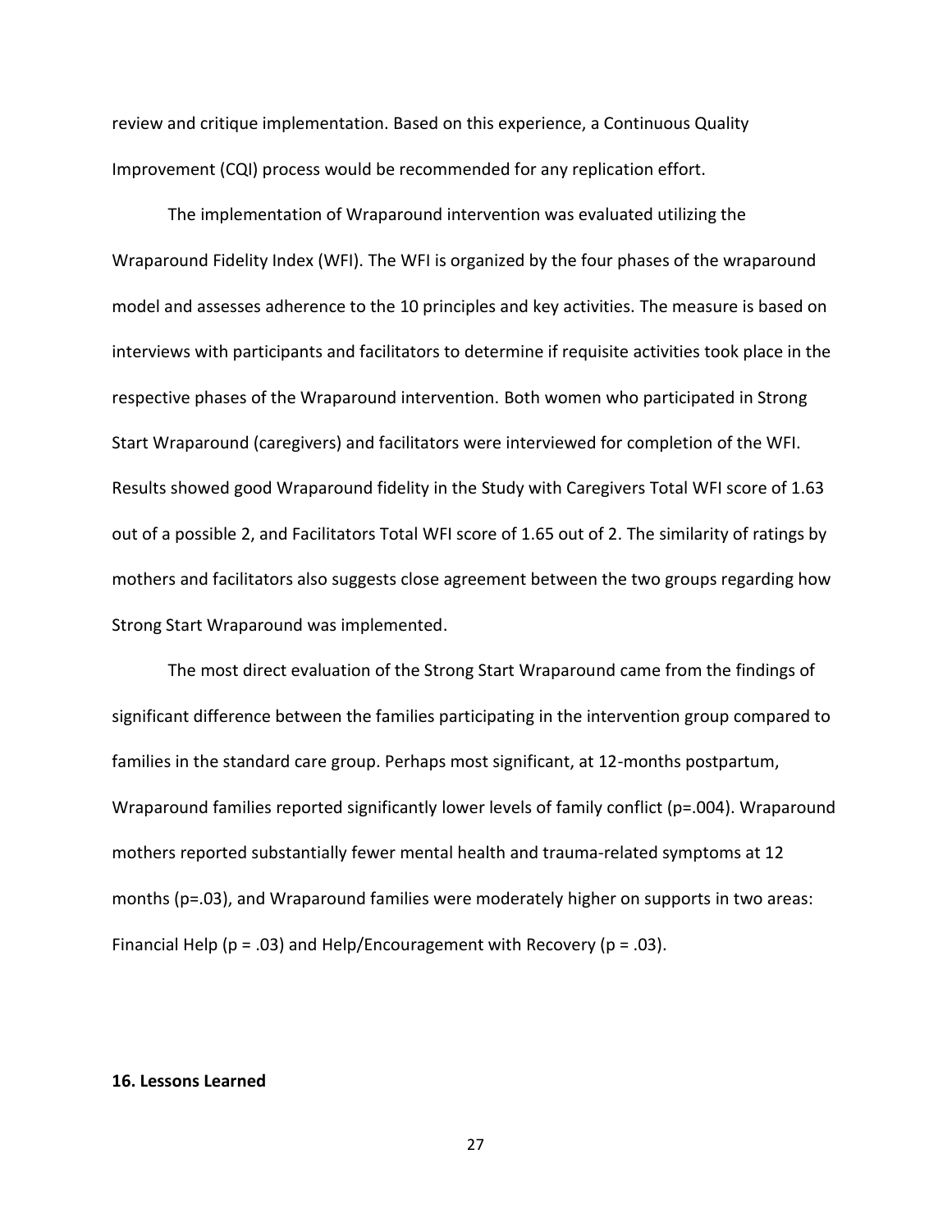review and critique implementation. Based on this experience, a Continuous Quality Improvement (CQI) process would be recommended for any replication effort.

The implementation of Wraparound intervention was evaluated utilizing the Wraparound Fidelity Index (WFI). The WFI is organized by the four phases of the wraparound model and assesses adherence to the 10 principles and key activities. The measure is based on interviews with participants and facilitators to determine if requisite activities took place in the respective phases of the Wraparound intervention. Both women who participated in Strong Start Wraparound (caregivers) and facilitators were interviewed for completion of the WFI. Results showed good Wraparound fidelity in the Study with Caregivers Total WFI score of 1.63 out of a possible 2, and Facilitators Total WFI score of 1.65 out of 2. The similarity of ratings by mothers and facilitators also suggests close agreement between the two groups regarding how Strong Start Wraparound was implemented.

The most direct evaluation of the Strong Start Wraparound came from the findings of significant difference between the families participating in the intervention group compared to families in the standard care group. Perhaps most significant, at 12-months postpartum, Wraparound families reported significantly lower levels of family conflict ($p=.004$). Wraparound mothers reported substantially fewer mental health and trauma-related symptoms at 12 months ($p=.03$), and Wraparound families were moderately higher on supports in two areas: Financial Help ($p = .03$) and Help/Encouragement with Recovery ($p = .03$).

**16. Lessons Learned**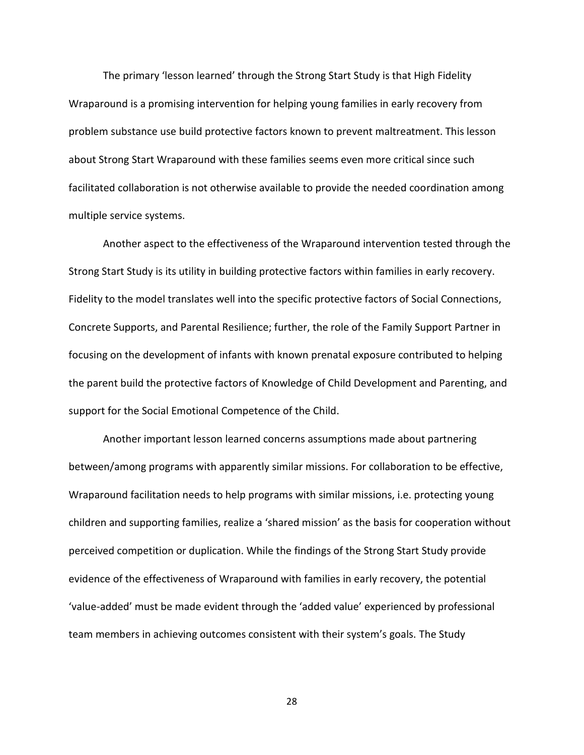The primary 'lesson learned' through the Strong Start Study is that High Fidelity Wraparound is a promising intervention for helping young families in early recovery from problem substance use build protective factors known to prevent maltreatment. This lesson about Strong Start Wraparound with these families seems even more critical since such facilitated collaboration is not otherwise available to provide the needed coordination among multiple service systems.

Another aspect to the effectiveness of the Wraparound intervention tested through the Strong Start Study is its utility in building protective factors within families in early recovery. Fidelity to the model translates well into the specific protective factors of Social Connections, Concrete Supports, and Parental Resilience; further, the role of the Family Support Partner in focusing on the development of infants with known prenatal exposure contributed to helping the parent build the protective factors of Knowledge of Child Development and Parenting, and support for the Social Emotional Competence of the Child.

Another important lesson learned concerns assumptions made about partnering between/among programs with apparently similar missions. For collaboration to be effective, Wraparound facilitation needs to help programs with similar missions, i.e. protecting young children and supporting families, realize a 'shared mission' as the basis for cooperation without perceived competition or duplication. While the findings of the Strong Start Study provide evidence of the effectiveness of Wraparound with families in early recovery, the potential 'value-added' must be made evident through the 'added value' experienced by professional team members in achieving outcomes consistent with their system's goals. The Study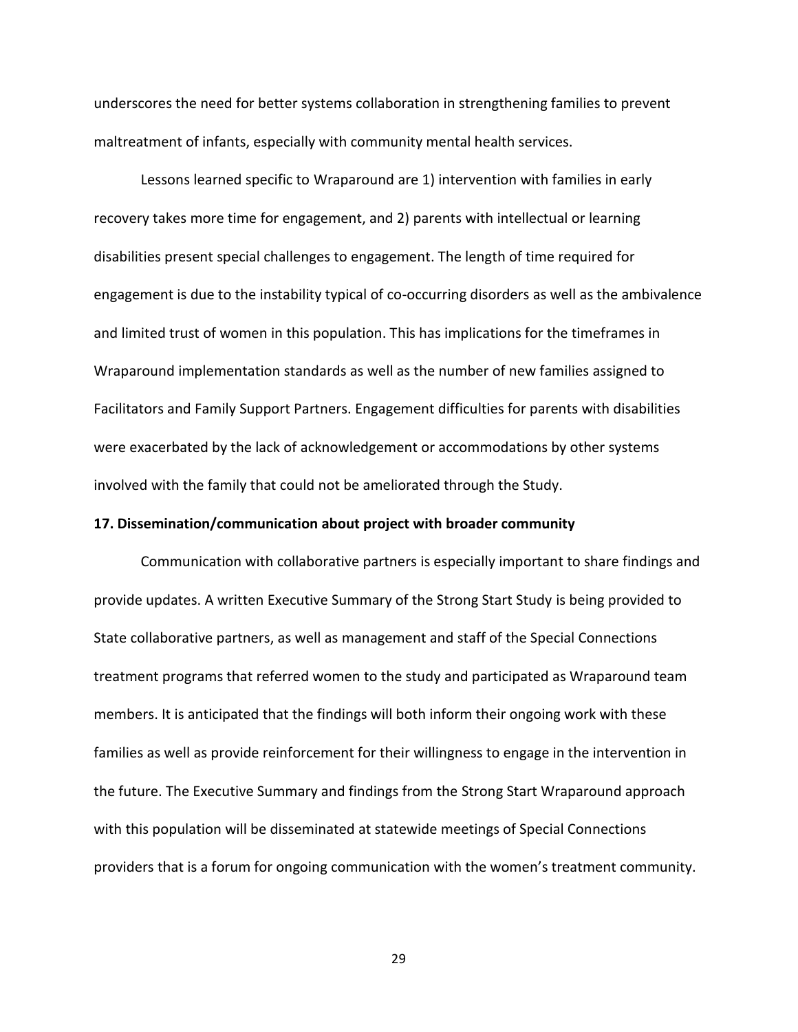underscores the need for better systems collaboration in strengthening families to prevent maltreatment of infants, especially with community mental health services.

Lessons learned specific to Wraparound are 1) intervention with families in early recovery takes more time for engagement, and 2) parents with intellectual or learning disabilities present special challenges to engagement. The length of time required for engagement is due to the instability typical of co-occurring disorders as well as the ambivalence and limited trust of women in this population. This has implications for the timeframes in Wraparound implementation standards as well as the number of new families assigned to Facilitators and Family Support Partners. Engagement difficulties for parents with disabilities were exacerbated by the lack of acknowledgement or accommodations by other systems involved with the family that could not be ameliorated through the Study.

**17. Dissemination/communication about project with broader community**

Communication with collaborative partners is especially important to share findings and provide updates. A written Executive Summary of the Strong Start Study is being provided to State collaborative partners, as well as management and staff of the Special Connections treatment programs that referred women to the study and participated as Wraparound team members. It is anticipated that the findings will both inform their ongoing work with these families as well as provide reinforcement for their willingness to engage in the intervention in the future. The Executive Summary and findings from the Strong Start Wraparound approach with this population will be disseminated at statewide meetings of Special Connections providers that is a forum for ongoing communication with the women's treatment community.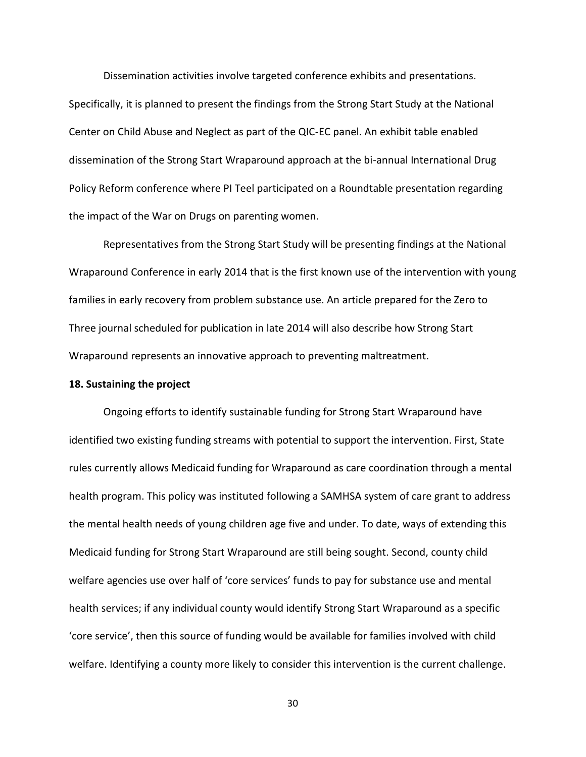Dissemination activities involve targeted conference exhibits and presentations. Specifically, it is planned to present the findings from the Strong Start Study at the National Center on Child Abuse and Neglect as part of the QIC-EC panel. An exhibit table enabled dissemination of the Strong Start Wraparound approach at the bi-annual International Drug Policy Reform conference where PI Teel participated on a Roundtable presentation regarding the impact of the War on Drugs on parenting women.

Representatives from the Strong Start Study will be presenting findings at the National Wraparound Conference in early 2014 that is the first known use of the intervention with young families in early recovery from problem substance use. An article prepared for the Zero to Three journal scheduled for publication in late 2014 will also describe how Strong Start Wraparound represents an innovative approach to preventing maltreatment.

**18. Sustaining the project**

Ongoing efforts to identify sustainable funding for Strong Start Wraparound have identified two existing funding streams with potential to support the intervention. First, State rules currently allows Medicaid funding for Wraparound as care coordination through a mental health program. This policy was instituted following a SAMHSA system of care grant to address the mental health needs of young children age five and under. To date, ways of extending this Medicaid funding for Strong Start Wraparound are still being sought. Second, county child welfare agencies use over half of 'core services' funds to pay for substance use and mental health services; if any individual county would identify Strong Start Wraparound as a specific 'core service', then this source of funding would be available for families involved with child welfare. Identifying a county more likely to consider this intervention is the current challenge.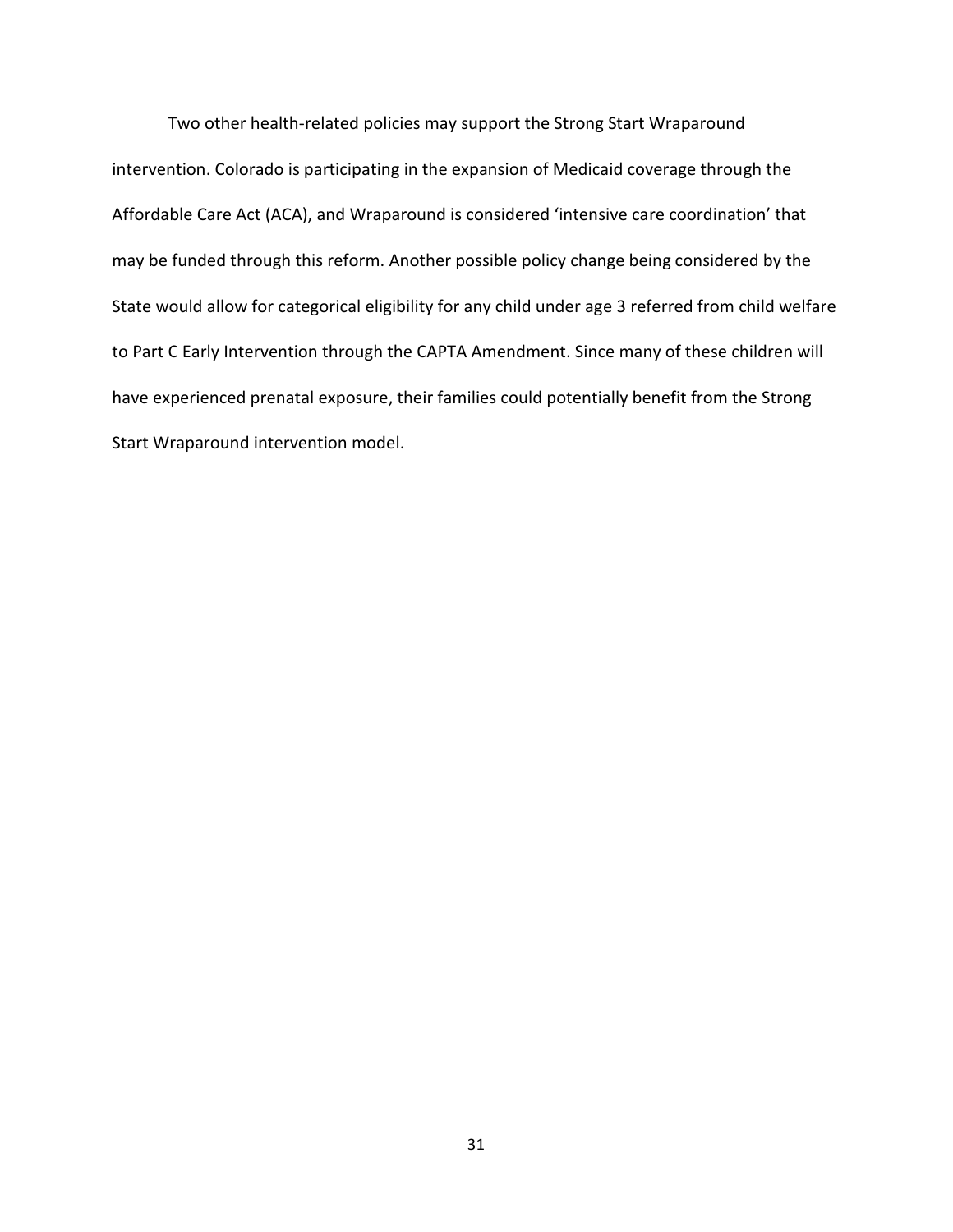Two other health-related policies may support the Strong Start Wraparound intervention. Colorado is participating in the expansion of Medicaid coverage through the Affordable Care Act (ACA), and Wraparound is considered ‘intensive care coordination’ that may be funded through this reform. Another possible policy change being considered by the State would allow for categorical eligibility for any child under age 3 referred from child welfare to Part C Early Intervention through the CAPTA Amendment. Since many of these children will have experienced prenatal exposure, their families could potentially benefit from the Strong Start Wraparound intervention model.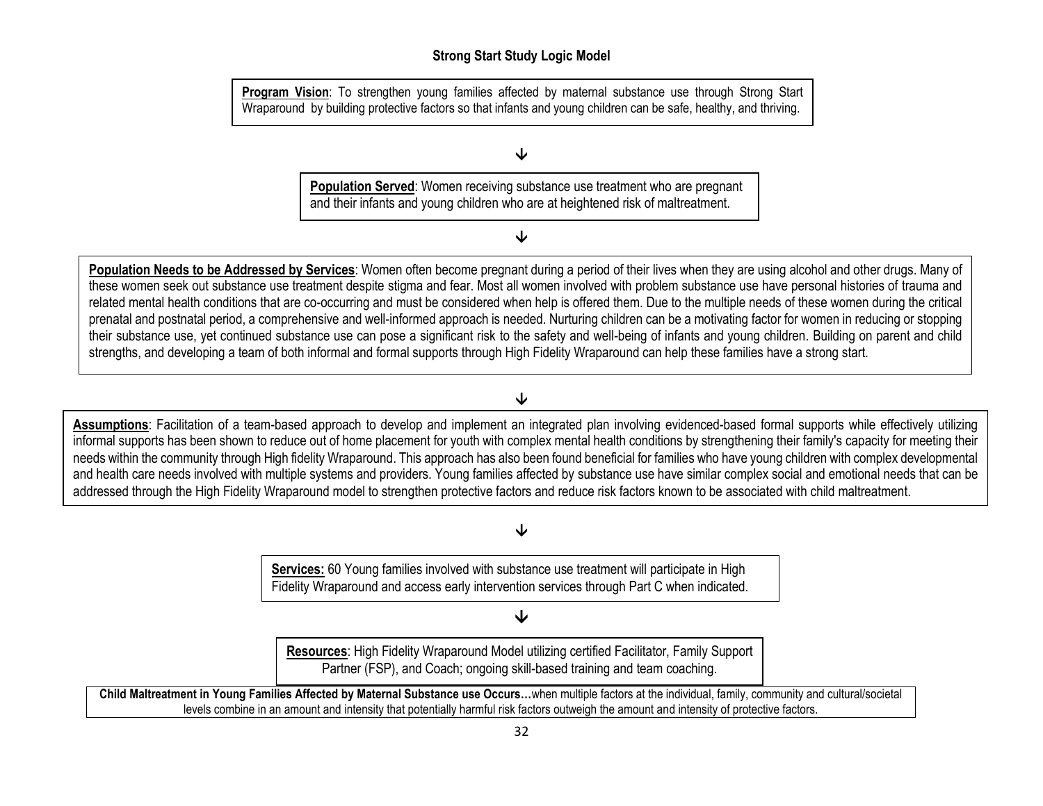### Strong Start Study Logic Model

**Program Vision**: To strengthen young families affected by maternal substance use through Strong Start Wraparound by building protective factors so that infants and young children can be safe, healthy, and thriving.

↓

**Population Served**: Women receiving substance use treatment who are pregnant and their infants and young children who are at heightened risk of maltreatment.

↓

**Population Needs to be Addressed by Services**: Women often become pregnant during a period of their lives when they are using alcohol and other drugs. Many of these women seek out substance use treatment despite stigma and fear. Most all women involved with problem substance use have personal histories of trauma and related mental health conditions that are co-occurring and must be considered when help is offered them. Due to the multiple needs of these women during the critical prenatal and postnatal period, a comprehensive and well-informed approach is needed. Nurturing children can be a motivating factor for women in reducing or stopping their substance use, yet continued substance use can pose a significant risk to the safety and well-being of infants and young children. Building on parent and child strengths, and developing a team of both informal and formal supports through High Fidelity Wraparound can help these families have a strong start.

↓

**Assumptions**: Facilitation of a team-based approach to develop and implement an integrated plan involving evidenced-based formal supports while effectively utilizing informal supports has been shown to reduce out of home placement for youth with complex mental health conditions by strengthening their family's capacity for meeting their needs within the community through High fidelity Wraparound. This approach has also been found beneficial for families who have young children with complex developmental and health care needs involved with multiple systems and providers. Young families affected by substance use have similar complex social and emotional needs that can be addressed through the High Fidelity Wraparound model to strengthen protective factors and reduce risk factors known to be associated with child maltreatment.

↓

**Services:** 60 Young families involved with substance use treatment will participate in High Fidelity Wraparound and access early intervention services through Part C when indicated.

↓

**Resources**: High Fidelity Wraparound Model utilizing certified Facilitator, Family Support Partner (FSP), and Coach; ongoing skill-based training and team coaching.

**Child Maltreatment in Young Families Affected by Maternal Substance use Occurs…**when multiple factors at the individual, family, community and cultural/societal levels combine in an amount and intensity that potentially harmful risk factors outweigh the amount and intensity of protective factors.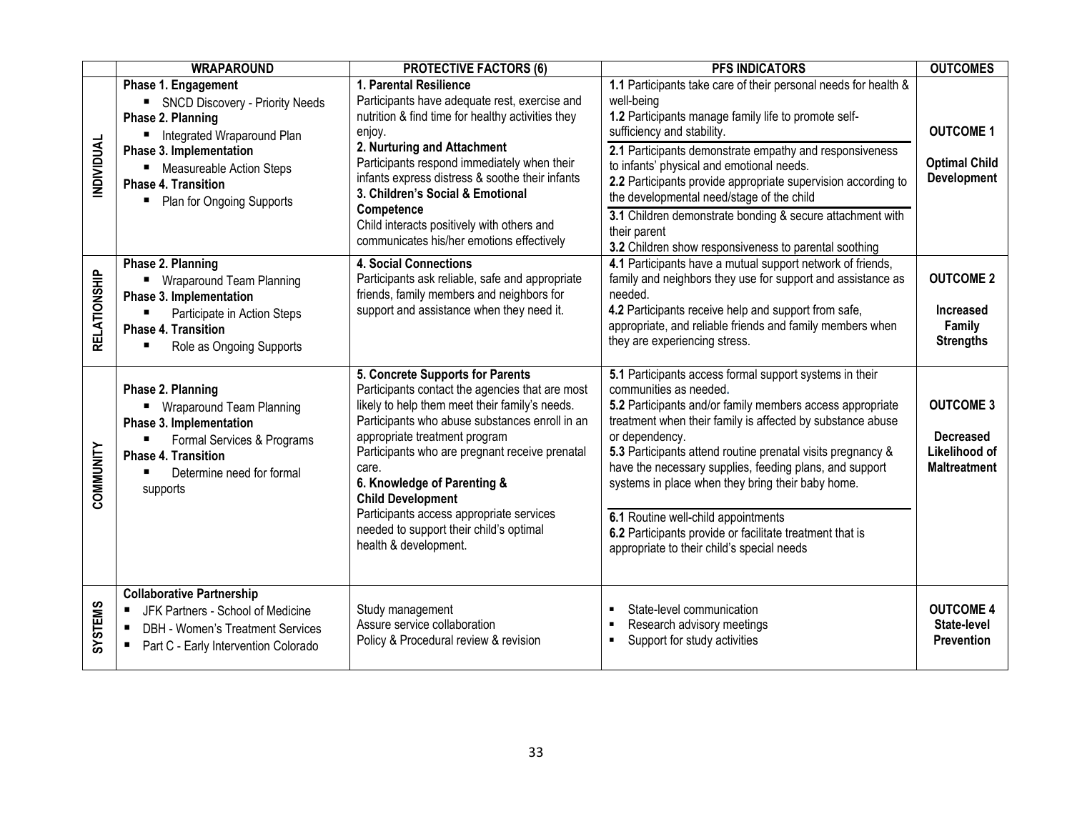| | WRAPAROUND | PROTECTIVE FACTORS (6) | PFS INDICATORS | OUTCOMES |
|---|---|---|---|---|
| INDIVIDUAL | **Phase 1. Engagement**<br>▪ SNCD Discovery - Priority Needs<br>**Phase 2. Planning**<br>▪ Integrated Wraparound Plan<br>**Phase 3. Implementation**<br>▪ Measureable Action Steps<br>**Phase 4. Transition**<br>▪ Plan for Ongoing Supports | **1. Parental Resilience**<br>Participants have adequate rest, exercise and nutrition & find time for healthy activities they enjoy.<br>**2. Nurturing and Attachment**<br>Participants respond immediately when their infants express distress & soothe their infants<br>**3. Children's Social & Emotional Competence**<br>Child interacts positively with others and communicates his/her emotions effectively | **1.1** Participants take care of their personal needs for health & well-being<br>**1.2** Participants manage family life to promote self-sufficiency and stability.<br>**2.1** Participants demonstrate empathy and responsiveness to infants' physical and emotional needs.<br>**2.2** Participants provide appropriate supervision according to the developmental need/stage of the child<br>**3.1** Children demonstrate bonding & secure attachment with their parent<br>**3.2** Children show responsiveness to parental soothing | **OUTCOME 1**<br>**Optimal Child Development** |
| RELATIONSHIP | **Phase 2. Planning**<br>▪ Wraparound Team Planning<br>**Phase 3. Implementation**<br>▪ Participate in Action Steps<br>**Phase 4. Transition**<br>▪ Role as Ongoing Supports | **4. Social Connections**<br>Participants ask reliable, safe and appropriate friends, family members and neighbors for support and assistance when they need it. | **4.1** Participants have a mutual support network of friends, family and neighbors they use for support and assistance as needed.<br>**4.2** Participants receive help and support from safe, appropriate, and reliable friends and family members when they are experiencing stress. | **OUTCOME 2**<br>**Increased Family Strengths** |
| COMMUNITY | **Phase 2. Planning**<br>▪ Wraparound Team Planning<br>**Phase 3. Implementation**<br>▪ Formal Services & Programs<br>**Phase 4. Transition**<br>▪ Determine need for formal supports | **5. Concrete Supports for Parents**<br>Participants contact the agencies that are most likely to help them meet their family's needs. Participants who abuse substances enroll in an appropriate treatment program<br>Participants who are pregnant receive prenatal care.<br>**6. Knowledge of Parenting & Child Development**<br>Participants access appropriate services needed to support their child's optimal health & development. | **5.1** Participants access formal support systems in their communities as needed.<br>**5.2** Participants and/or family members access appropriate treatment when their family is affected by substance abuse or dependency.<br>**5.3** Participants attend routine prenatal visits pregnancy & have the necessary supplies, feeding plans, and support systems in place when they bring their baby home.<br>**6.1** Routine well-child appointments<br>**6.2** Participants provide or facilitate treatment that is appropriate to their child's special needs | **OUTCOME 3**<br>**Decreased Likelihood of Maltreatment** |
| SYSTEMS | **Collaborative Partnership**<br>▪ JFK Partners - School of Medicine<br>▪ DBH - Women's Treatment Services<br>▪ Part C - Early Intervention Colorado | Study management<br>Assure service collaboration<br>Policy & Procedural review & revision | ▪ State-level communication<br>▪ Research advisory meetings<br>▪ Support for study activities | **OUTCOME 4**<br>**State-level Prevention** |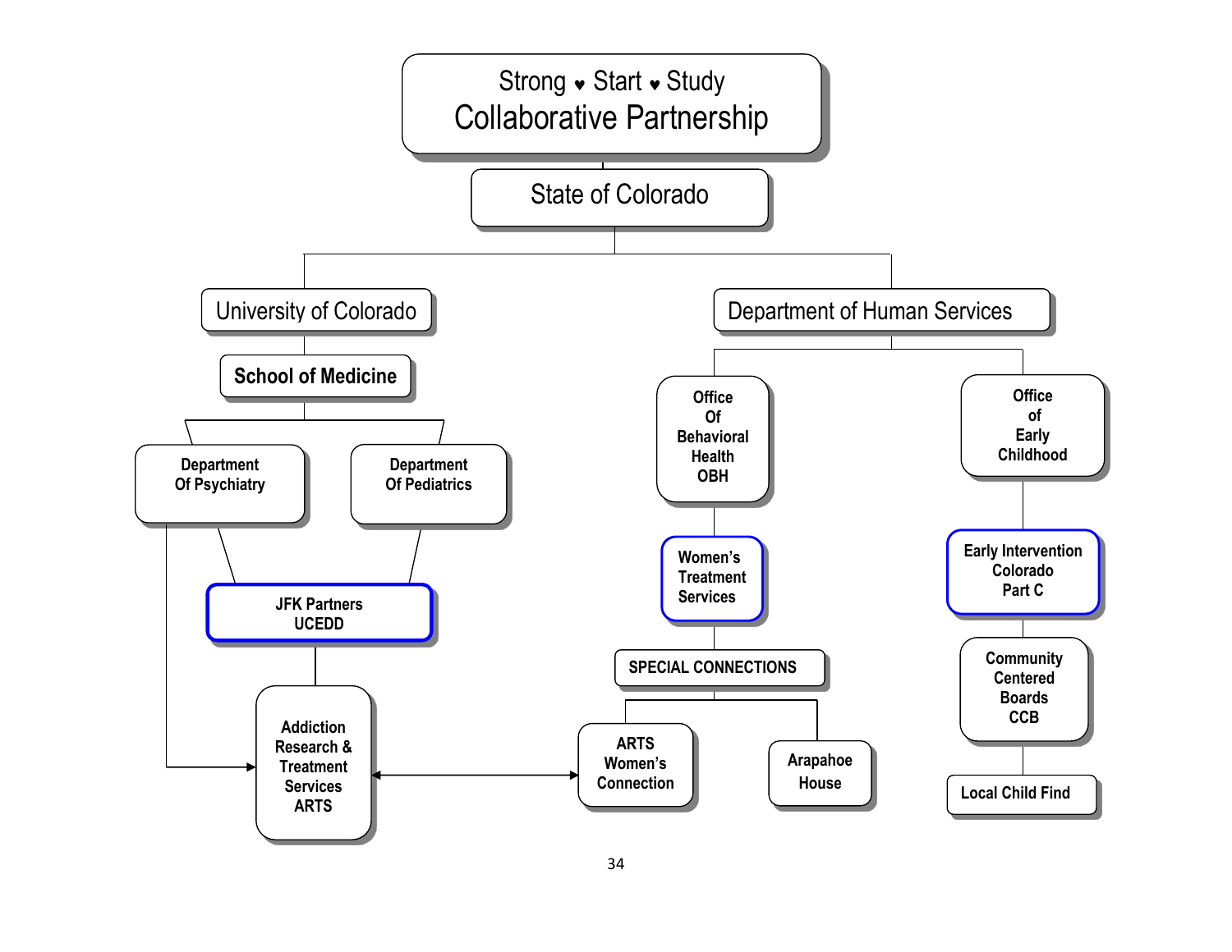Strong ♥ Start ♥ Study
Collaborative Partnership

State of Colorado

University of Colorado

School of Medicine

Department Of Psychiatry

Department Of Pediatrics

JFK Partners UCEDD

Addiction Research & Treatment Services ARTS

Department of Human Services

Office Of Behavioral Health OBH

Women's Treatment Services

SPECIAL CONNECTIONS

ARTS Women's Connection

Arapahoe House

Office of Early Childhood

Early Intervention Colorado Part C

Community Centered Boards CCB

Local Child Find